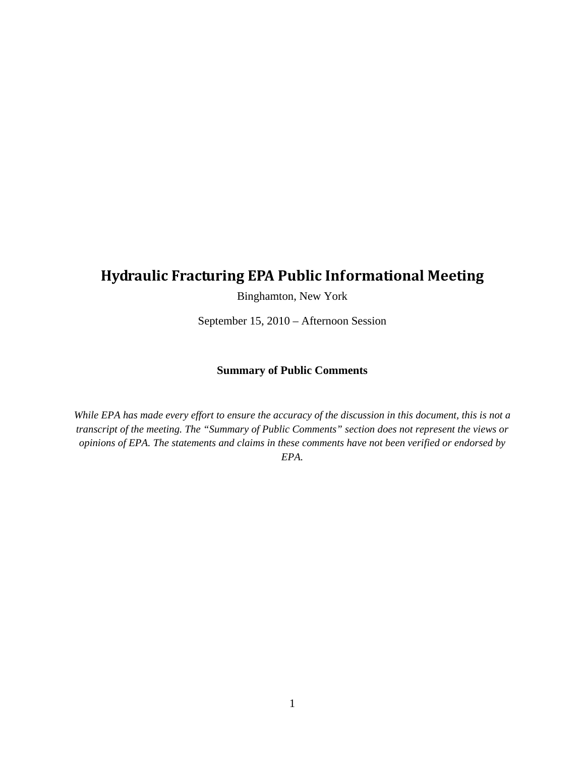# Hydraulic Fracturing EPA Public Informational Meeting

Binghamton, New York

September 15, 2010 – Afternoon Session

**Summary of Public Comments**

*While EPA has made every effort to ensure the accuracy of the discussion in this document, this is not a transcript of the meeting. The "Summary of Public Comments" section does not represent the views or opinions of EPA. The statements and claims in these comments have not been verified or endorsed by EPA.*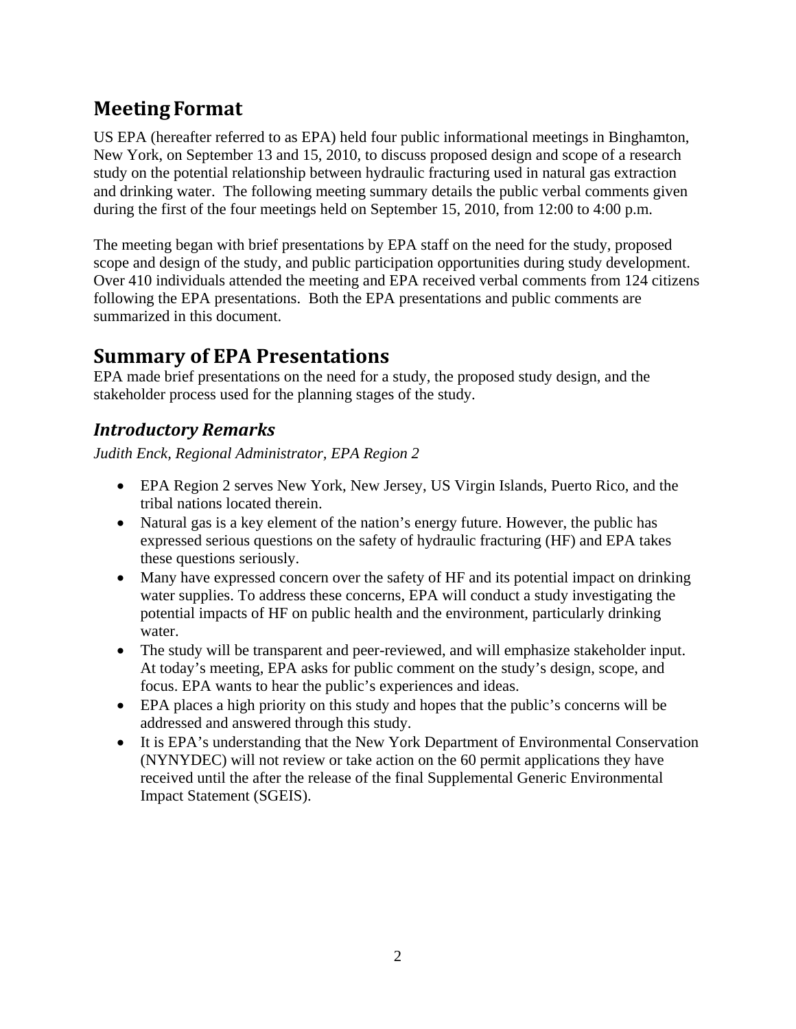## Meeting Format

US EPA (hereafter referred to as EPA) held four public informational meetings in Binghamton, New York, on September 13 and 15, 2010, to discuss proposed design and scope of a research study on the potential relationship between hydraulic fracturing used in natural gas extraction and drinking water. The following meeting summary details the public verbal comments given during the first of the four meetings held on September 15, 2010, from 12:00 to 4:00 p.m.

The meeting began with brief presentations by EPA staff on the need for the study, proposed scope and design of the study, and public participation opportunities during study development. Over 410 individuals attended the meeting and EPA received verbal comments from 124 citizens following the EPA presentations. Both the EPA presentations and public comments are summarized in this document.

## Summary of EPA Presentations

EPA made brief presentations on the need for a study, the proposed study design, and the stakeholder process used for the planning stages of the study.

### *Introductory Remarks*

*Judith Enck, Regional Administrator, EPA Region 2*

- EPA Region 2 serves New York, New Jersey, US Virgin Islands, Puerto Rico, and the tribal nations located therein.
- Natural gas is a key element of the nation's energy future. However, the public has expressed serious questions on the safety of hydraulic fracturing (HF) and EPA takes these questions seriously.
- Many have expressed concern over the safety of HF and its potential impact on drinking water supplies. To address these concerns, EPA will conduct a study investigating the potential impacts of HF on public health and the environment, particularly drinking water.
- The study will be transparent and peer-reviewed, and will emphasize stakeholder input. At today's meeting, EPA asks for public comment on the study's design, scope, and focus. EPA wants to hear the public's experiences and ideas.
- EPA places a high priority on this study and hopes that the public's concerns will be addressed and answered through this study.
- It is EPA's understanding that the New York Department of Environmental Conservation (NYNYDEC) will not review or take action on the 60 permit applications they have received until the after the release of the final Supplemental Generic Environmental Impact Statement (SGEIS).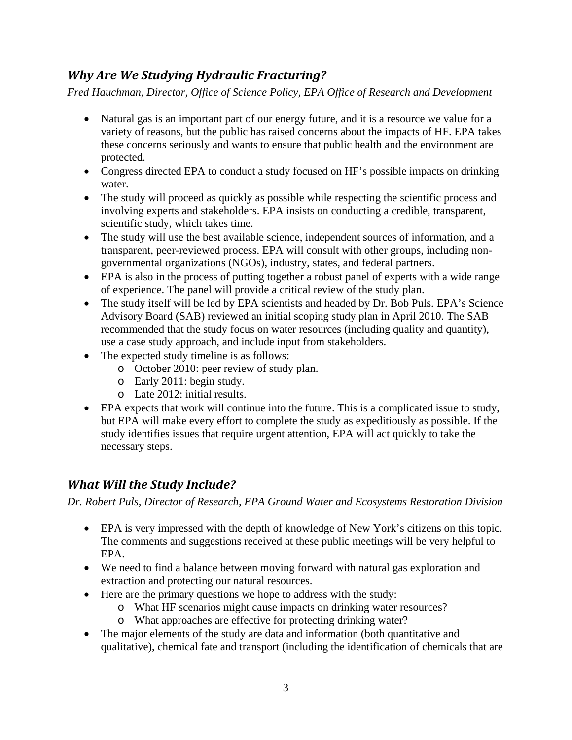## *Why Are We Studying Hydraulic Fracturing?*

*Fred Hauchman, Director, Office of Science Policy, EPA Office of Research and Development*

- Natural gas is an important part of our energy future, and it is a resource we value for a variety of reasons, but the public has raised concerns about the impacts of HF. EPA takes these concerns seriously and wants to ensure that public health and the environment are protected.
- Congress directed EPA to conduct a study focused on HF's possible impacts on drinking water.
- The study will proceed as quickly as possible while respecting the scientific process and involving experts and stakeholders. EPA insists on conducting a credible, transparent, scientific study, which takes time.
- The study will use the best available science, independent sources of information, and a transparent, peer-reviewed process. EPA will consult with other groups, including non-governmental organizations (NGOs), industry, states, and federal partners.
- EPA is also in the process of putting together a robust panel of experts with a wide range of experience. The panel will provide a critical review of the study plan.
- The study itself will be led by EPA scientists and headed by Dr. Bob Puls. EPA's Science Advisory Board (SAB) reviewed an initial scoping study plan in April 2010. The SAB recommended that the study focus on water resources (including quality and quantity), use a case study approach, and include input from stakeholders.
- The expected study timeline is as follows:
  - October 2010: peer review of study plan.
  - Early 2011: begin study.
  - Late 2012: initial results.
- EPA expects that work will continue into the future. This is a complicated issue to study, but EPA will make every effort to complete the study as expeditiously as possible. If the study identifies issues that require urgent attention, EPA will act quickly to take the necessary steps.

## *What Will the Study Include?*

*Dr. Robert Puls, Director of Research, EPA Ground Water and Ecosystems Restoration Division*

- EPA is very impressed with the depth of knowledge of New York's citizens on this topic. The comments and suggestions received at these public meetings will be very helpful to EPA.
- We need to find a balance between moving forward with natural gas exploration and extraction and protecting our natural resources.
- Here are the primary questions we hope to address with the study:
  - What HF scenarios might cause impacts on drinking water resources?
  - What approaches are effective for protecting drinking water?
- The major elements of the study are data and information (both quantitative and qualitative), chemical fate and transport (including the identification of chemicals that are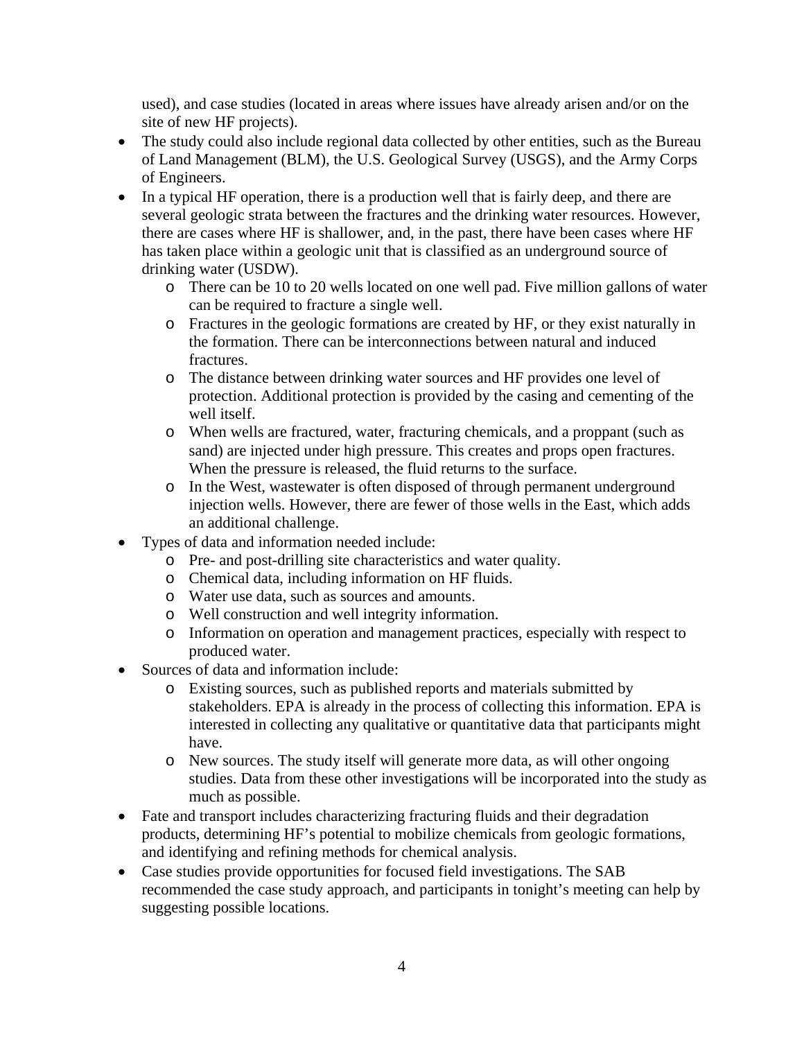used), and case studies (located in areas where issues have already arisen and/or on the site of new HF projects).

- The study could also include regional data collected by other entities, such as the Bureau of Land Management (BLM), the U.S. Geological Survey (USGS), and the Army Corps of Engineers.
- In a typical HF operation, there is a production well that is fairly deep, and there are several geologic strata between the fractures and the drinking water resources. However, there are cases where HF is shallower, and, in the past, there have been cases where HF has taken place within a geologic unit that is classified as an underground source of drinking water (USDW).
    - There can be 10 to 20 wells located on one well pad. Five million gallons of water can be required to fracture a single well.
    - Fractures in the geologic formations are created by HF, or they exist naturally in the formation. There can be interconnections between natural and induced fractures.
    - The distance between drinking water sources and HF provides one level of protection. Additional protection is provided by the casing and cementing of the well itself.
    - When wells are fractured, water, fracturing chemicals, and a proppant (such as sand) are injected under high pressure. This creates and props open fractures. When the pressure is released, the fluid returns to the surface.
    - In the West, wastewater is often disposed of through permanent underground injection wells. However, there are fewer of those wells in the East, which adds an additional challenge.
- Types of data and information needed include:
    - Pre- and post-drilling site characteristics and water quality.
    - Chemical data, including information on HF fluids.
    - Water use data, such as sources and amounts.
    - Well construction and well integrity information.
    - Information on operation and management practices, especially with respect to produced water.
- Sources of data and information include:
    - Existing sources, such as published reports and materials submitted by stakeholders. EPA is already in the process of collecting this information. EPA is interested in collecting any qualitative or quantitative data that participants might have.
    - New sources. The study itself will generate more data, as will other ongoing studies. Data from these other investigations will be incorporated into the study as much as possible.
- Fate and transport includes characterizing fracturing fluids and their degradation products, determining HF's potential to mobilize chemicals from geologic formations, and identifying and refining methods for chemical analysis.
- Case studies provide opportunities for focused field investigations. The SAB recommended the case study approach, and participants in tonight's meeting can help by suggesting possible locations.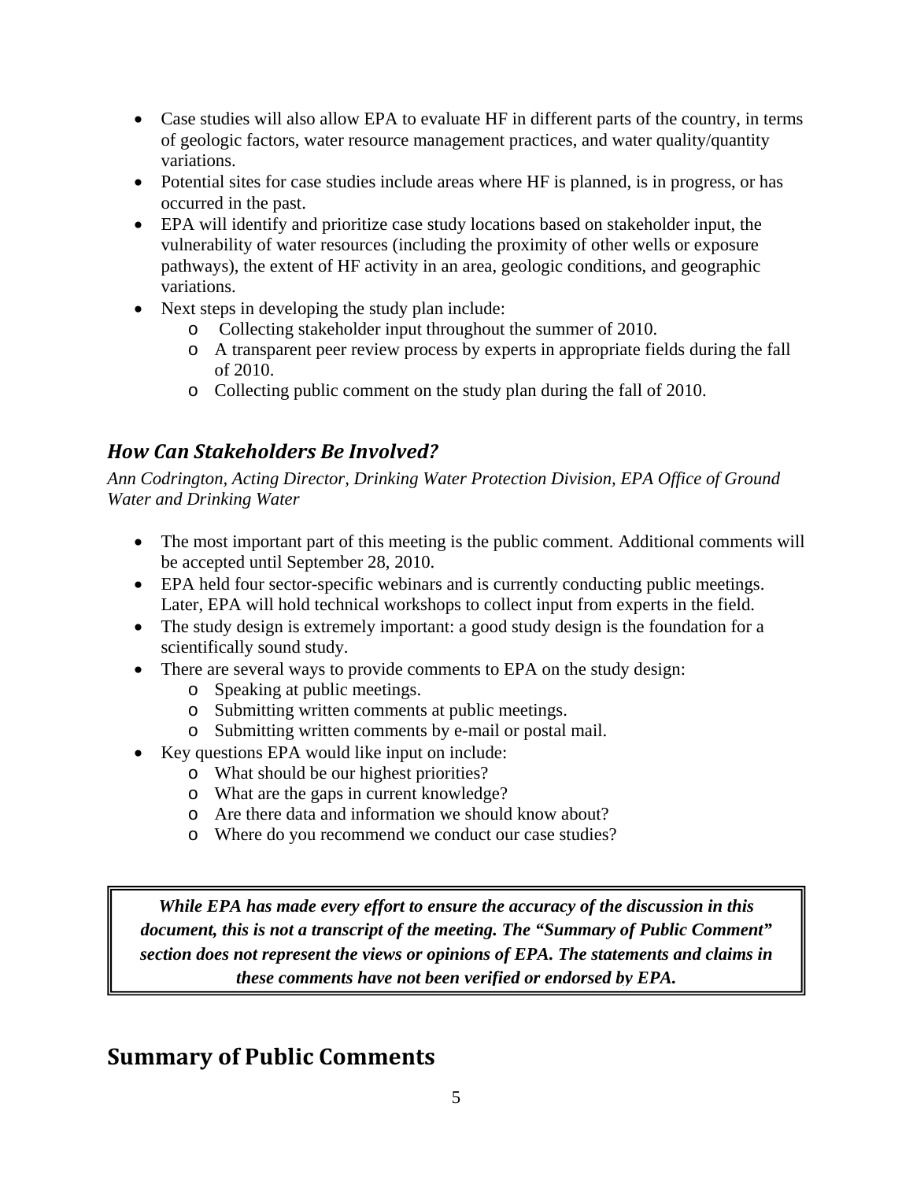- Case studies will also allow EPA to evaluate HF in different parts of the country, in terms of geologic factors, water resource management practices, and water quality/quantity variations.
- Potential sites for case studies include areas where HF is planned, is in progress, or has occurred in the past.
- EPA will identify and prioritize case study locations based on stakeholder input, the vulnerability of water resources (including the proximity of other wells or exposure pathways), the extent of HF activity in an area, geologic conditions, and geographic variations.
- Next steps in developing the study plan include:
  - Collecting stakeholder input throughout the summer of 2010.
  - A transparent peer review process by experts in appropriate fields during the fall of 2010.
  - Collecting public comment on the study plan during the fall of 2010.

### *How Can Stakeholders Be Involved?*

*Ann Codrington, Acting Director, Drinking Water Protection Division, EPA Office of Ground Water and Drinking Water*

- The most important part of this meeting is the public comment. Additional comments will be accepted until September 28, 2010.
- EPA held four sector-specific webinars and is currently conducting public meetings. Later, EPA will hold technical workshops to collect input from experts in the field.
- The study design is extremely important: a good study design is the foundation for a scientifically sound study.
- There are several ways to provide comments to EPA on the study design:
  - Speaking at public meetings.
  - Submitting written comments at public meetings.
  - Submitting written comments by e-mail or postal mail.
- Key questions EPA would like input on include:
  - What should be our highest priorities?
  - What are the gaps in current knowledge?
  - Are there data and information we should know about?
  - Where do you recommend we conduct our case studies?

> ***While EPA has made every effort to ensure the accuracy of the discussion in this document, this is not a transcript of the meeting. The "Summary of Public Comment" section does not represent the views or opinions of EPA. The statements and claims in these comments have not been verified or endorsed by EPA.***

## Summary of Public Comments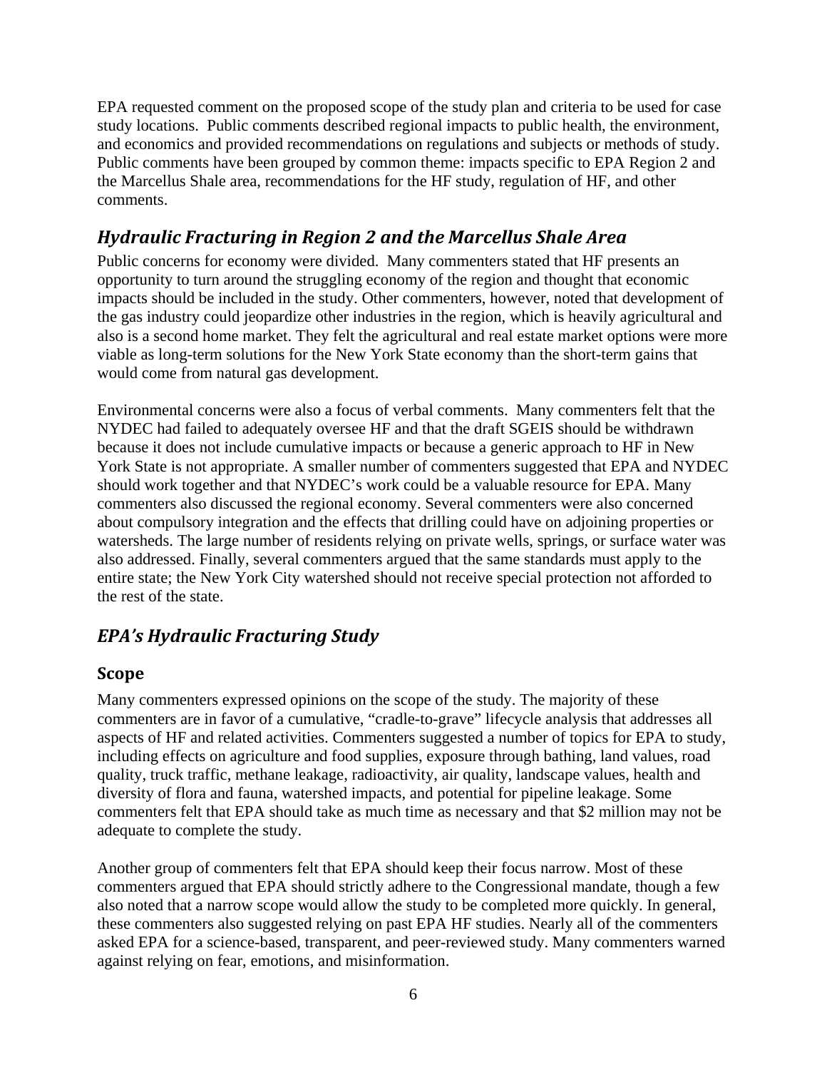EPA requested comment on the proposed scope of the study plan and criteria to be used for case study locations. Public comments described regional impacts to public health, the environment, and economics and provided recommendations on regulations and subjects or methods of study. Public comments have been grouped by common theme: impacts specific to EPA Region 2 and the Marcellus Shale area, recommendations for the HF study, regulation of HF, and other comments.

## *Hydraulic Fracturing in Region 2 and the Marcellus Shale Area*

Public concerns for economy were divided. Many commenters stated that HF presents an opportunity to turn around the struggling economy of the region and thought that economic impacts should be included in the study. Other commenters, however, noted that development of the gas industry could jeopardize other industries in the region, which is heavily agricultural and also is a second home market. They felt the agricultural and real estate market options were more viable as long-term solutions for the New York State economy than the short-term gains that would come from natural gas development.

Environmental concerns were also a focus of verbal comments. Many commenters felt that the NYDEC had failed to adequately oversee HF and that the draft SGEIS should be withdrawn because it does not include cumulative impacts or because a generic approach to HF in New York State is not appropriate. A smaller number of commenters suggested that EPA and NYDEC should work together and that NYDEC's work could be a valuable resource for EPA. Many commenters also discussed the regional economy. Several commenters were also concerned about compulsory integration and the effects that drilling could have on adjoining properties or watersheds. The large number of residents relying on private wells, springs, or surface water was also addressed. Finally, several commenters argued that the same standards must apply to the entire state; the New York City watershed should not receive special protection not afforded to the rest of the state.

## *EPA's Hydraulic Fracturing Study*

### Scope

Many commenters expressed opinions on the scope of the study. The majority of these commenters are in favor of a cumulative, "cradle-to-grave" lifecycle analysis that addresses all aspects of HF and related activities. Commenters suggested a number of topics for EPA to study, including effects on agriculture and food supplies, exposure through bathing, land values, road quality, truck traffic, methane leakage, radioactivity, air quality, landscape values, health and diversity of flora and fauna, watershed impacts, and potential for pipeline leakage. Some commenters felt that EPA should take as much time as necessary and that $2 million may not be adequate to complete the study.

Another group of commenters felt that EPA should keep their focus narrow. Most of these commenters argued that EPA should strictly adhere to the Congressional mandate, though a few also noted that a narrow scope would allow the study to be completed more quickly. In general, these commenters also suggested relying on past EPA HF studies. Nearly all of the commenters asked EPA for a science-based, transparent, and peer-reviewed study. Many commenters warned against relying on fear, emotions, and misinformation.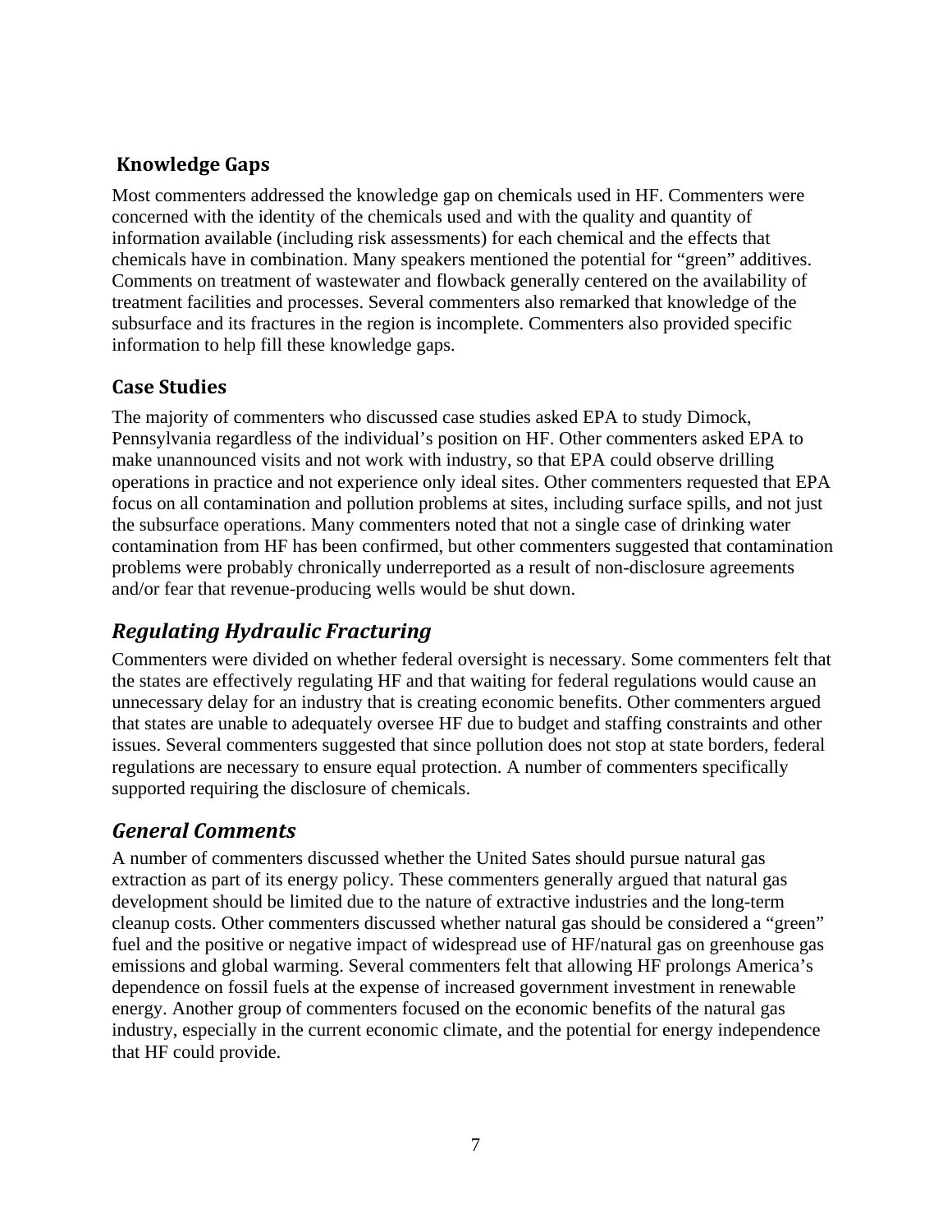### Knowledge Gaps

Most commenters addressed the knowledge gap on chemicals used in HF. Commenters were concerned with the identity of the chemicals used and with the quality and quantity of information available (including risk assessments) for each chemical and the effects that chemicals have in combination. Many speakers mentioned the potential for "green" additives. Comments on treatment of wastewater and flowback generally centered on the availability of treatment facilities and processes. Several commenters also remarked that knowledge of the subsurface and its fractures in the region is incomplete. Commenters also provided specific information to help fill these knowledge gaps.

### Case Studies

The majority of commenters who discussed case studies asked EPA to study Dimock, Pennsylvania regardless of the individual's position on HF. Other commenters asked EPA to make unannounced visits and not work with industry, so that EPA could observe drilling operations in practice and not experience only ideal sites. Other commenters requested that EPA focus on all contamination and pollution problems at sites, including surface spills, and not just the subsurface operations. Many commenters noted that not a single case of drinking water contamination from HF has been confirmed, but other commenters suggested that contamination problems were probably chronically underreported as a result of non-disclosure agreements and/or fear that revenue-producing wells would be shut down.

## *Regulating Hydraulic Fracturing*

Commenters were divided on whether federal oversight is necessary. Some commenters felt that the states are effectively regulating HF and that waiting for federal regulations would cause an unnecessary delay for an industry that is creating economic benefits. Other commenters argued that states are unable to adequately oversee HF due to budget and staffing constraints and other issues. Several commenters suggested that since pollution does not stop at state borders, federal regulations are necessary to ensure equal protection. A number of commenters specifically supported requiring the disclosure of chemicals.

## *General Comments*

A number of commenters discussed whether the United Sates should pursue natural gas extraction as part of its energy policy. These commenters generally argued that natural gas development should be limited due to the nature of extractive industries and the long-term cleanup costs. Other commenters discussed whether natural gas should be considered a "green" fuel and the positive or negative impact of widespread use of HF/natural gas on greenhouse gas emissions and global warming. Several commenters felt that allowing HF prolongs America's dependence on fossil fuels at the expense of increased government investment in renewable energy. Another group of commenters focused on the economic benefits of the natural gas industry, especially in the current economic climate, and the potential for energy independence that HF could provide.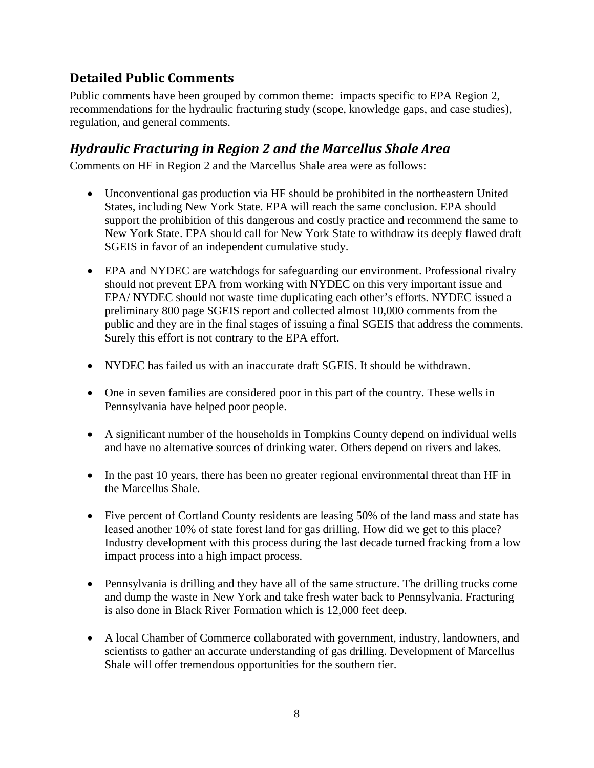## Detailed Public Comments

Public comments have been grouped by common theme: impacts specific to EPA Region 2, recommendations for the hydraulic fracturing study (scope, knowledge gaps, and case studies), regulation, and general comments.

### *Hydraulic Fracturing in Region 2 and the Marcellus Shale Area*

Comments on HF in Region 2 and the Marcellus Shale area were as follows:

- Unconventional gas production via HF should be prohibited in the northeastern United States, including New York State. EPA will reach the same conclusion. EPA should support the prohibition of this dangerous and costly practice and recommend the same to New York State. EPA should call for New York State to withdraw its deeply flawed draft SGEIS in favor of an independent cumulative study.

- EPA and NYDEC are watchdogs for safeguarding our environment. Professional rivalry should not prevent EPA from working with NYDEC on this very important issue and EPA/ NYDEC should not waste time duplicating each other's efforts. NYDEC issued a preliminary 800 page SGEIS report and collected almost 10,000 comments from the public and they are in the final stages of issuing a final SGEIS that address the comments. Surely this effort is not contrary to the EPA effort.

- NYDEC has failed us with an inaccurate draft SGEIS. It should be withdrawn.

- One in seven families are considered poor in this part of the country. These wells in Pennsylvania have helped poor people.

- A significant number of the households in Tompkins County depend on individual wells and have no alternative sources of drinking water. Others depend on rivers and lakes.

- In the past 10 years, there has been no greater regional environmental threat than HF in the Marcellus Shale.

- Five percent of Cortland County residents are leasing 50% of the land mass and state has leased another 10% of state forest land for gas drilling. How did we get to this place? Industry development with this process during the last decade turned fracking from a low impact process into a high impact process.

- Pennsylvania is drilling and they have all of the same structure. The drilling trucks come and dump the waste in New York and take fresh water back to Pennsylvania. Fracturing is also done in Black River Formation which is 12,000 feet deep.

- A local Chamber of Commerce collaborated with government, industry, landowners, and scientists to gather an accurate understanding of gas drilling. Development of Marcellus Shale will offer tremendous opportunities for the southern tier.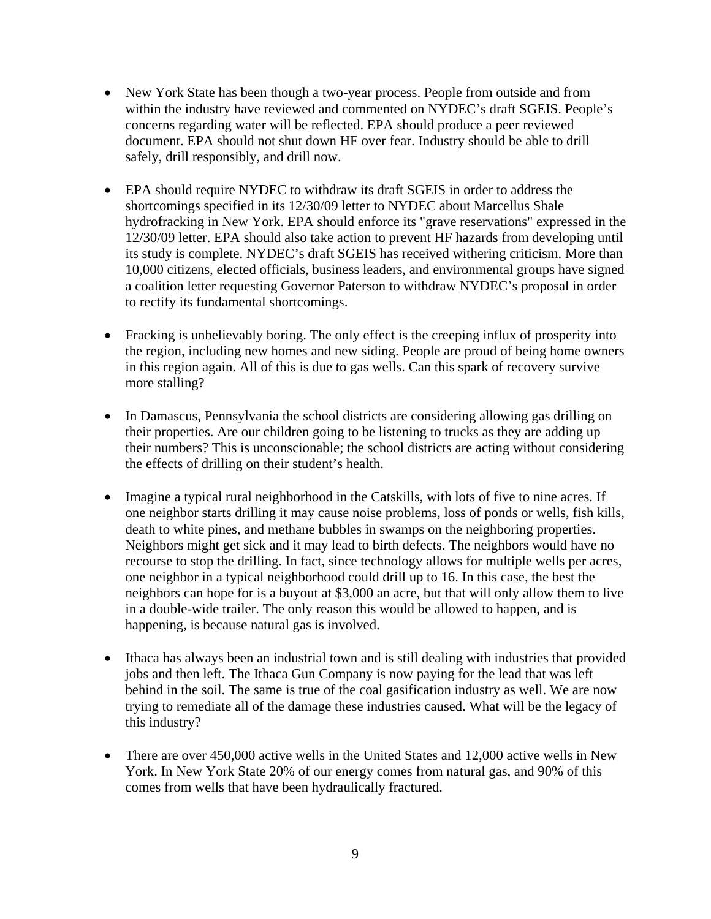- New York State has been though a two-year process. People from outside and from within the industry have reviewed and commented on NYDEC's draft SGEIS. People's concerns regarding water will be reflected. EPA should produce a peer reviewed document. EPA should not shut down HF over fear. Industry should be able to drill safely, drill responsibly, and drill now.

- EPA should require NYDEC to withdraw its draft SGEIS in order to address the shortcomings specified in its 12/30/09 letter to NYDEC about Marcellus Shale hydrofracking in New York. EPA should enforce its "grave reservations" expressed in the 12/30/09 letter. EPA should also take action to prevent HF hazards from developing until its study is complete. NYDEC's draft SGEIS has received withering criticism. More than 10,000 citizens, elected officials, business leaders, and environmental groups have signed a coalition letter requesting Governor Paterson to withdraw NYDEC's proposal in order to rectify its fundamental shortcomings.

- Fracking is unbelievably boring. The only effect is the creeping influx of prosperity into the region, including new homes and new siding. People are proud of being home owners in this region again. All of this is due to gas wells. Can this spark of recovery survive more stalling?

- In Damascus, Pennsylvania the school districts are considering allowing gas drilling on their properties. Are our children going to be listening to trucks as they are adding up their numbers? This is unconscionable; the school districts are acting without considering the effects of drilling on their student's health.

- Imagine a typical rural neighborhood in the Catskills, with lots of five to nine acres. If one neighbor starts drilling it may cause noise problems, loss of ponds or wells, fish kills, death to white pines, and methane bubbles in swamps on the neighboring properties. Neighbors might get sick and it may lead to birth defects. The neighbors would have no recourse to stop the drilling. In fact, since technology allows for multiple wells per acres, one neighbor in a typical neighborhood could drill up to 16. In this case, the best the neighbors can hope for is a buyout at $3,000 an acre, but that will only allow them to live in a double-wide trailer. The only reason this would be allowed to happen, and is happening, is because natural gas is involved.

- Ithaca has always been an industrial town and is still dealing with industries that provided jobs and then left. The Ithaca Gun Company is now paying for the lead that was left behind in the soil. The same is true of the coal gasification industry as well. We are now trying to remediate all of the damage these industries caused. What will be the legacy of this industry?

- There are over 450,000 active wells in the United States and 12,000 active wells in New York. In New York State 20% of our energy comes from natural gas, and 90% of this comes from wells that have been hydraulically fractured.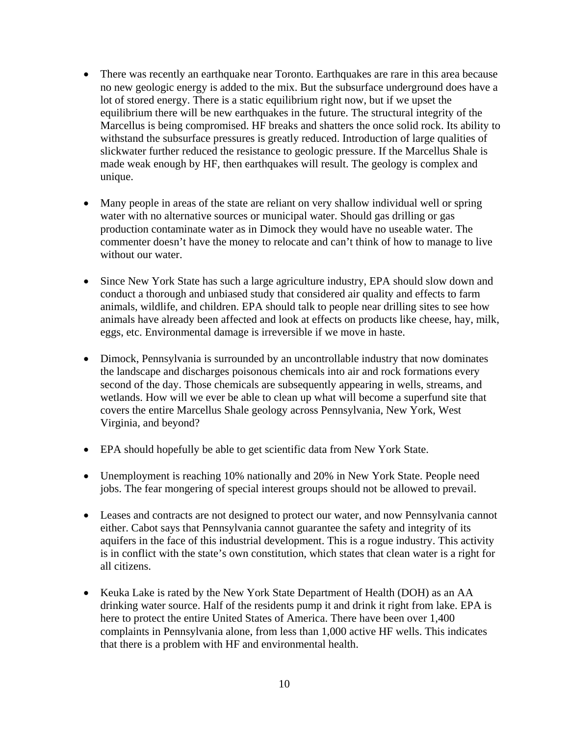- There was recently an earthquake near Toronto. Earthquakes are rare in this area because no new geologic energy is added to the mix. But the subsurface underground does have a lot of stored energy. There is a static equilibrium right now, but if we upset the equilibrium there will be new earthquakes in the future. The structural integrity of the Marcellus is being compromised. HF breaks and shatters the once solid rock. Its ability to withstand the subsurface pressures is greatly reduced. Introduction of large qualities of slickwater further reduced the resistance to geologic pressure. If the Marcellus Shale is made weak enough by HF, then earthquakes will result. The geology is complex and unique.

- Many people in areas of the state are reliant on very shallow individual well or spring water with no alternative sources or municipal water. Should gas drilling or gas production contaminate water as in Dimock they would have no useable water. The commenter doesn't have the money to relocate and can't think of how to manage to live without our water.

- Since New York State has such a large agriculture industry, EPA should slow down and conduct a thorough and unbiased study that considered air quality and effects to farm animals, wildlife, and children. EPA should talk to people near drilling sites to see how animals have already been affected and look at effects on products like cheese, hay, milk, eggs, etc. Environmental damage is irreversible if we move in haste.

- Dimock, Pennsylvania is surrounded by an uncontrollable industry that now dominates the landscape and discharges poisonous chemicals into air and rock formations every second of the day. Those chemicals are subsequently appearing in wells, streams, and wetlands. How will we ever be able to clean up what will become a superfund site that covers the entire Marcellus Shale geology across Pennsylvania, New York, West Virginia, and beyond?

- EPA should hopefully be able to get scientific data from New York State.

- Unemployment is reaching 10% nationally and 20% in New York State. People need jobs. The fear mongering of special interest groups should not be allowed to prevail.

- Leases and contracts are not designed to protect our water, and now Pennsylvania cannot either. Cabot says that Pennsylvania cannot guarantee the safety and integrity of its aquifers in the face of this industrial development. This is a rogue industry. This activity is in conflict with the state's own constitution, which states that clean water is a right for all citizens.

- Keuka Lake is rated by the New York State Department of Health (DOH) as an AA drinking water source. Half of the residents pump it and drink it right from lake. EPA is here to protect the entire United States of America. There have been over 1,400 complaints in Pennsylvania alone, from less than 1,000 active HF wells. This indicates that there is a problem with HF and environmental health.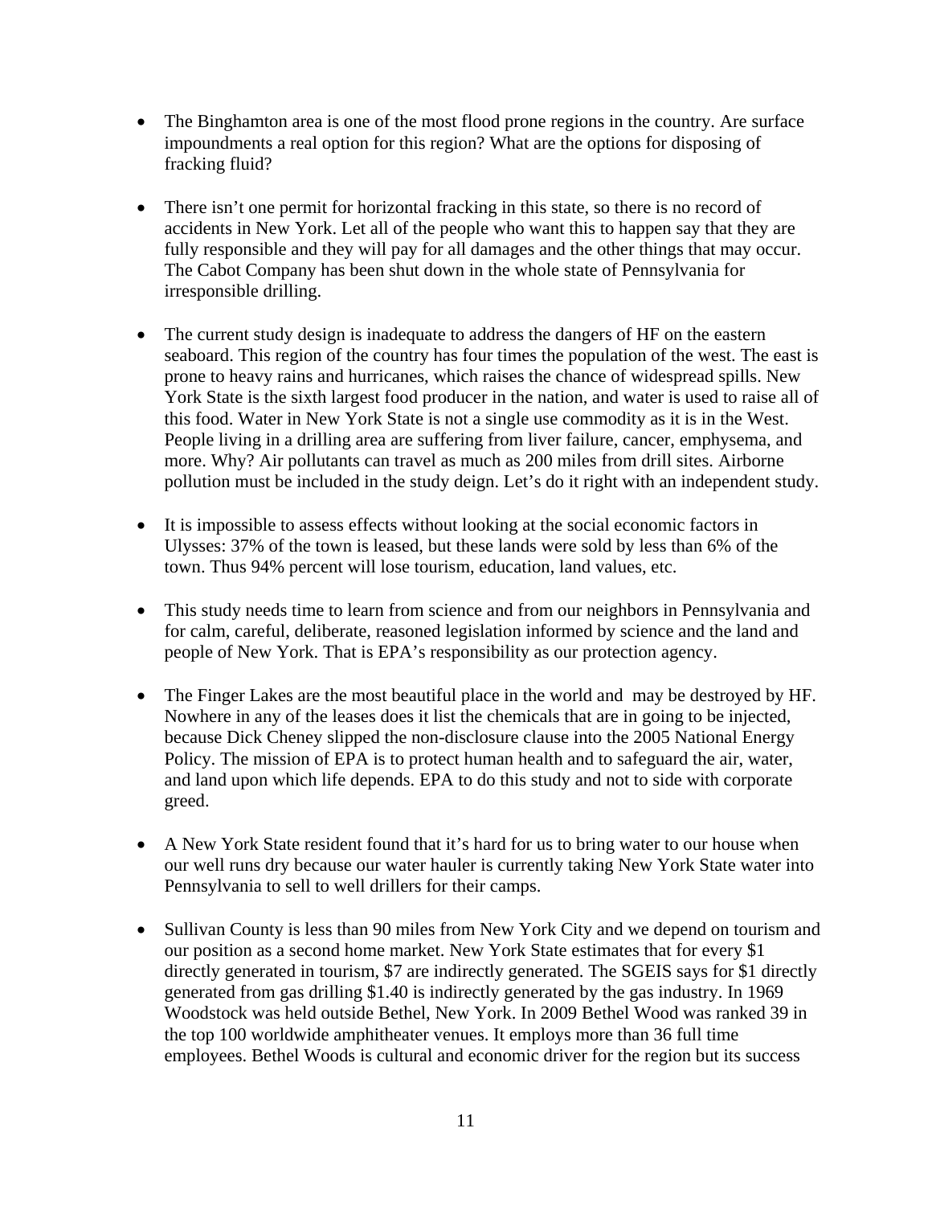- The Binghamton area is one of the most flood prone regions in the country. Are surface impoundments a real option for this region? What are the options for disposing of fracking fluid?

- There isn't one permit for horizontal fracking in this state, so there is no record of accidents in New York. Let all of the people who want this to happen say that they are fully responsible and they will pay for all damages and the other things that may occur. The Cabot Company has been shut down in the whole state of Pennsylvania for irresponsible drilling.

- The current study design is inadequate to address the dangers of HF on the eastern seaboard. This region of the country has four times the population of the west. The east is prone to heavy rains and hurricanes, which raises the chance of widespread spills. New York State is the sixth largest food producer in the nation, and water is used to raise all of this food. Water in New York State is not a single use commodity as it is in the West. People living in a drilling area are suffering from liver failure, cancer, emphysema, and more. Why? Air pollutants can travel as much as 200 miles from drill sites. Airborne pollution must be included in the study deign. Let's do it right with an independent study.

- It is impossible to assess effects without looking at the social economic factors in Ulysses: 37% of the town is leased, but these lands were sold by less than 6% of the town. Thus 94% percent will lose tourism, education, land values, etc.

- This study needs time to learn from science and from our neighbors in Pennsylvania and for calm, careful, deliberate, reasoned legislation informed by science and the land and people of New York. That is EPA's responsibility as our protection agency.

- The Finger Lakes are the most beautiful place in the world and may be destroyed by HF. Nowhere in any of the leases does it list the chemicals that are in going to be injected, because Dick Cheney slipped the non-disclosure clause into the 2005 National Energy Policy. The mission of EPA is to protect human health and to safeguard the air, water, and land upon which life depends. EPA to do this study and not to side with corporate greed.

- A New York State resident found that it's hard for us to bring water to our house when our well runs dry because our water hauler is currently taking New York State water into Pennsylvania to sell to well drillers for their camps.

- Sullivan County is less than 90 miles from New York City and we depend on tourism and our position as a second home market. New York State estimates that for every $1 directly generated in tourism, $7 are indirectly generated. The SGEIS says for $1 directly generated from gas drilling $1.40 is indirectly generated by the gas industry. In 1969 Woodstock was held outside Bethel, New York. In 2009 Bethel Wood was ranked 39 in the top 100 worldwide amphitheater venues. It employs more than 36 full time employees. Bethel Woods is cultural and economic driver for the region but its success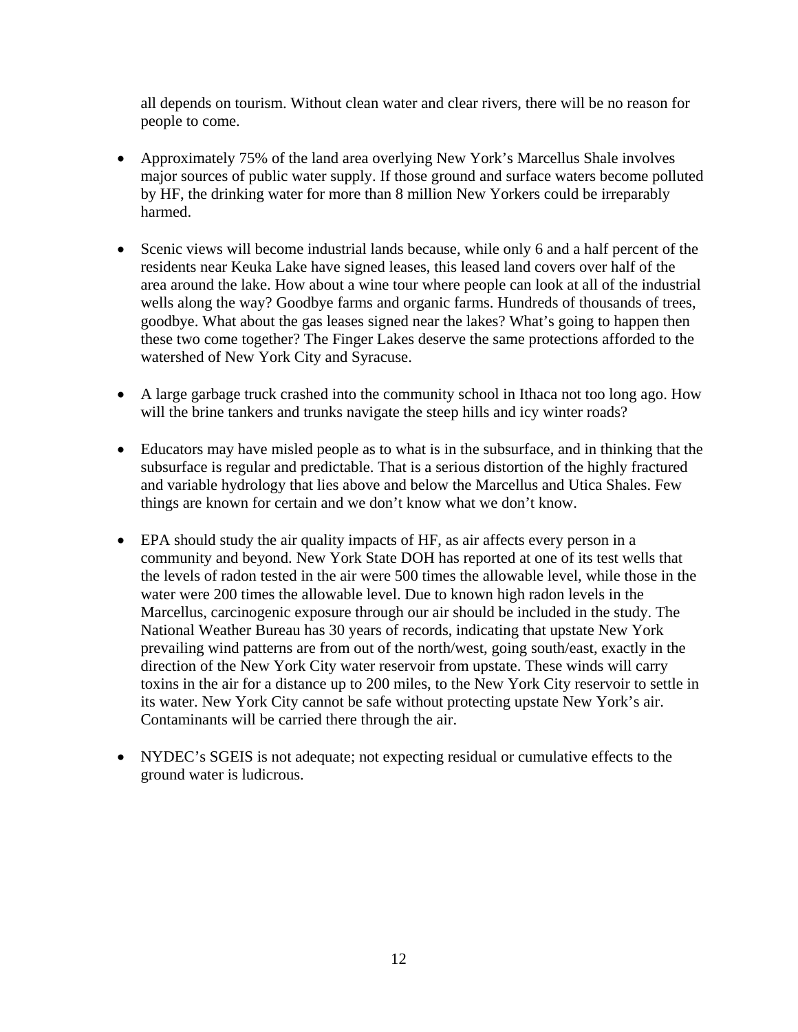all depends on tourism. Without clean water and clear rivers, there will be no reason for people to come.

- Approximately 75% of the land area overlying New York's Marcellus Shale involves major sources of public water supply. If those ground and surface waters become polluted by HF, the drinking water for more than 8 million New Yorkers could be irreparably harmed.

- Scenic views will become industrial lands because, while only 6 and a half percent of the residents near Keuka Lake have signed leases, this leased land covers over half of the area around the lake. How about a wine tour where people can look at all of the industrial wells along the way? Goodbye farms and organic farms. Hundreds of thousands of trees, goodbye. What about the gas leases signed near the lakes? What's going to happen then these two come together? The Finger Lakes deserve the same protections afforded to the watershed of New York City and Syracuse.

- A large garbage truck crashed into the community school in Ithaca not too long ago. How will the brine tankers and trunks navigate the steep hills and icy winter roads?

- Educators may have misled people as to what is in the subsurface, and in thinking that the subsurface is regular and predictable. That is a serious distortion of the highly fractured and variable hydrology that lies above and below the Marcellus and Utica Shales. Few things are known for certain and we don't know what we don't know.

- EPA should study the air quality impacts of HF, as air affects every person in a community and beyond. New York State DOH has reported at one of its test wells that the levels of radon tested in the air were 500 times the allowable level, while those in the water were 200 times the allowable level. Due to known high radon levels in the Marcellus, carcinogenic exposure through our air should be included in the study. The National Weather Bureau has 30 years of records, indicating that upstate New York prevailing wind patterns are from out of the north/west, going south/east, exactly in the direction of the New York City water reservoir from upstate. These winds will carry toxins in the air for a distance up to 200 miles, to the New York City reservoir to settle in its water. New York City cannot be safe without protecting upstate New York's air. Contaminants will be carried there through the air.

- NYDEC's SGEIS is not adequate; not expecting residual or cumulative effects to the ground water is ludicrous.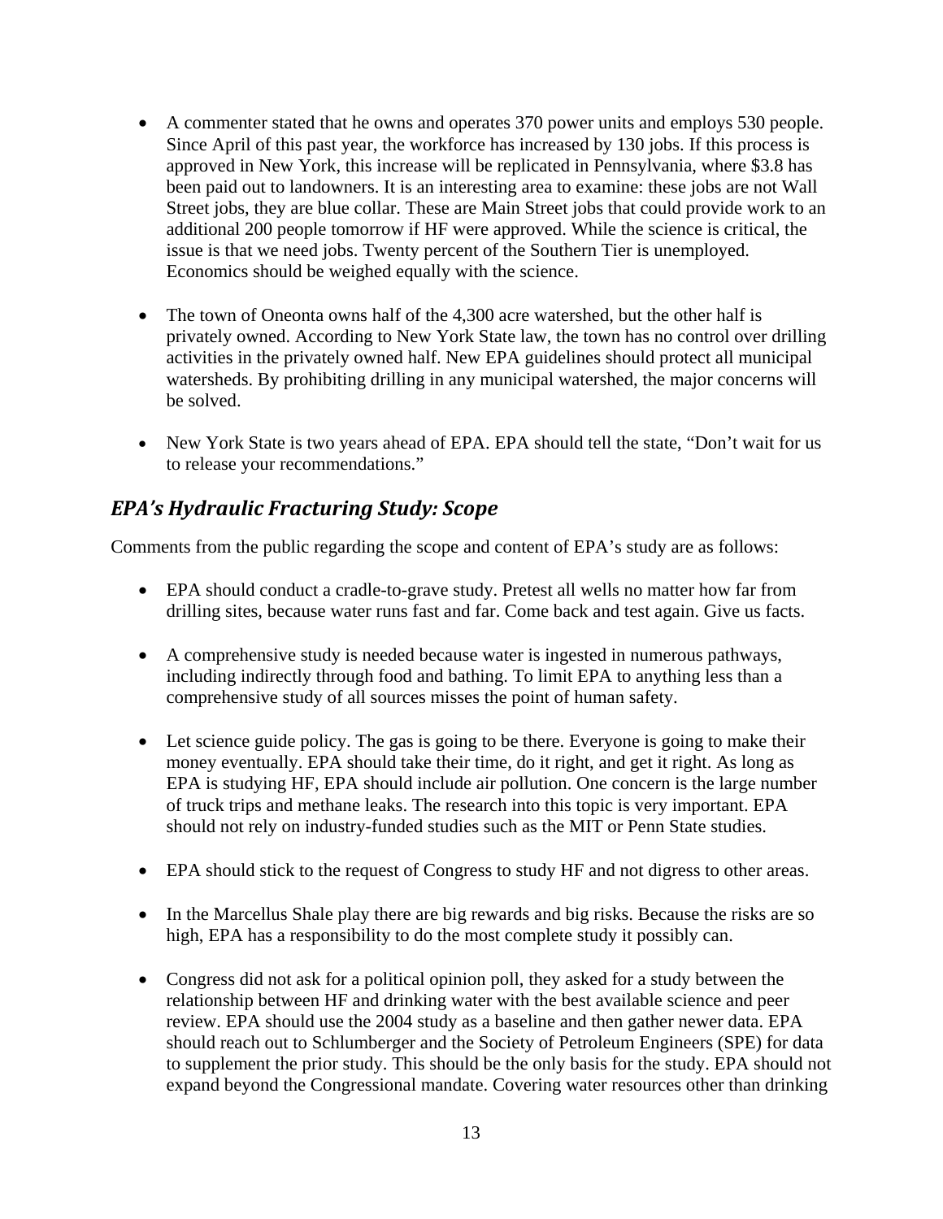- A commenter stated that he owns and operates 370 power units and employs 530 people. Since April of this past year, the workforce has increased by 130 jobs. If this process is approved in New York, this increase will be replicated in Pennsylvania, where $3.8 has been paid out to landowners. It is an interesting area to examine: these jobs are not Wall Street jobs, they are blue collar. These are Main Street jobs that could provide work to an additional 200 people tomorrow if HF were approved. While the science is critical, the issue is that we need jobs. Twenty percent of the Southern Tier is unemployed. Economics should be weighed equally with the science.

- The town of Oneonta owns half of the 4,300 acre watershed, but the other half is privately owned. According to New York State law, the town has no control over drilling activities in the privately owned half. New EPA guidelines should protect all municipal watersheds. By prohibiting drilling in any municipal watershed, the major concerns will be solved.

- New York State is two years ahead of EPA. EPA should tell the state, "Don't wait for us to release your recommendations."

## *EPA's Hydraulic Fracturing Study: Scope*

Comments from the public regarding the scope and content of EPA's study are as follows:

- EPA should conduct a cradle-to-grave study. Pretest all wells no matter how far from drilling sites, because water runs fast and far. Come back and test again. Give us facts.

- A comprehensive study is needed because water is ingested in numerous pathways, including indirectly through food and bathing. To limit EPA to anything less than a comprehensive study of all sources misses the point of human safety.

- Let science guide policy. The gas is going to be there. Everyone is going to make their money eventually. EPA should take their time, do it right, and get it right. As long as EPA is studying HF, EPA should include air pollution. One concern is the large number of truck trips and methane leaks. The research into this topic is very important. EPA should not rely on industry-funded studies such as the MIT or Penn State studies.

- EPA should stick to the request of Congress to study HF and not digress to other areas.

- In the Marcellus Shale play there are big rewards and big risks. Because the risks are so high, EPA has a responsibility to do the most complete study it possibly can.

- Congress did not ask for a political opinion poll, they asked for a study between the relationship between HF and drinking water with the best available science and peer review. EPA should use the 2004 study as a baseline and then gather newer data. EPA should reach out to Schlumberger and the Society of Petroleum Engineers (SPE) for data to supplement the prior study. This should be the only basis for the study. EPA should not expand beyond the Congressional mandate. Covering water resources other than drinking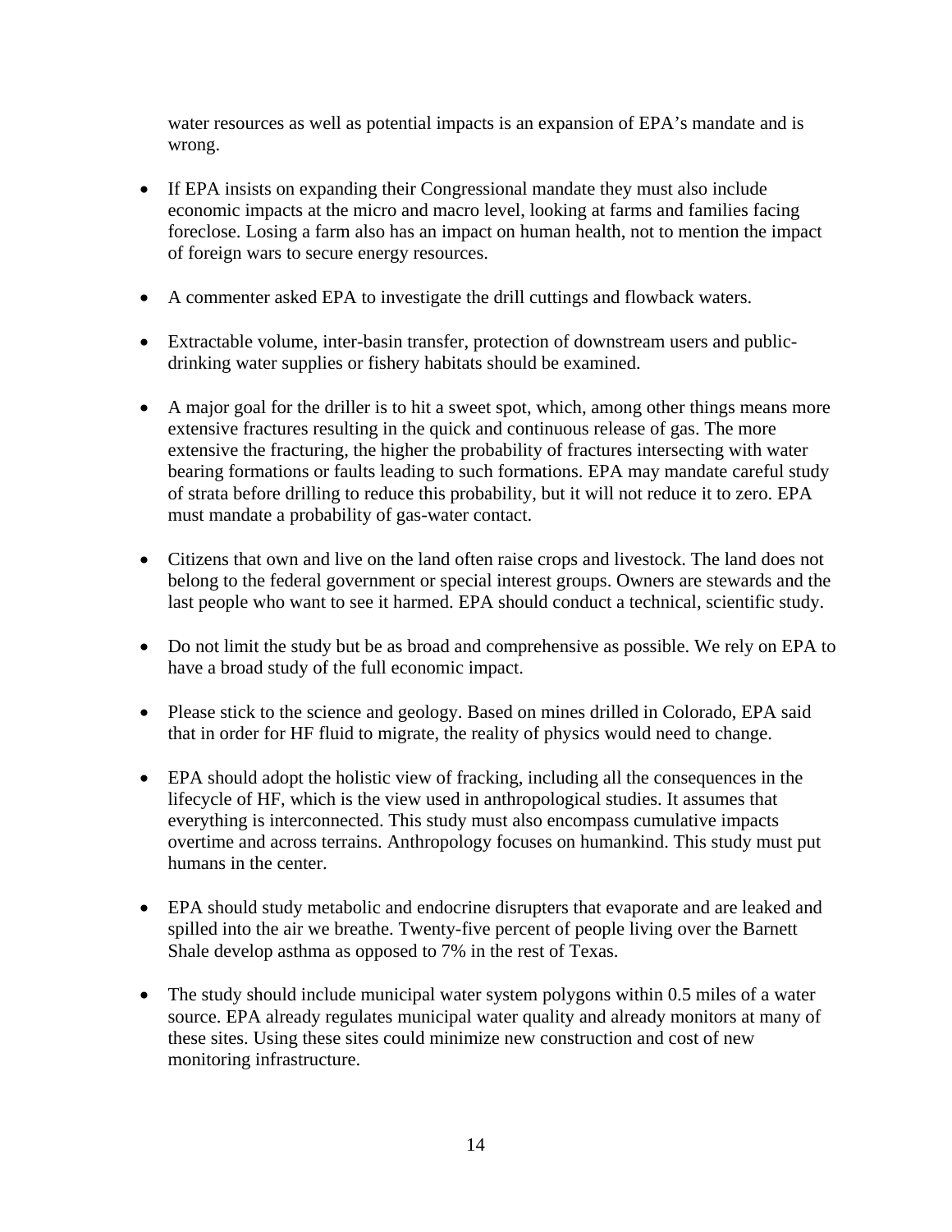water resources as well as potential impacts is an expansion of EPA's mandate and is wrong.

- If EPA insists on expanding their Congressional mandate they must also include economic impacts at the micro and macro level, looking at farms and families facing foreclose. Losing a farm also has an impact on human health, not to mention the impact of foreign wars to secure energy resources.

- A commenter asked EPA to investigate the drill cuttings and flowback waters.

- Extractable volume, inter-basin transfer, protection of downstream users and public-drinking water supplies or fishery habitats should be examined.

- A major goal for the driller is to hit a sweet spot, which, among other things means more extensive fractures resulting in the quick and continuous release of gas. The more extensive the fracturing, the higher the probability of fractures intersecting with water bearing formations or faults leading to such formations. EPA may mandate careful study of strata before drilling to reduce this probability, but it will not reduce it to zero. EPA must mandate a probability of gas-water contact.

- Citizens that own and live on the land often raise crops and livestock. The land does not belong to the federal government or special interest groups. Owners are stewards and the last people who want to see it harmed. EPA should conduct a technical, scientific study.

- Do not limit the study but be as broad and comprehensive as possible. We rely on EPA to have a broad study of the full economic impact.

- Please stick to the science and geology. Based on mines drilled in Colorado, EPA said that in order for HF fluid to migrate, the reality of physics would need to change.

- EPA should adopt the holistic view of fracking, including all the consequences in the lifecycle of HF, which is the view used in anthropological studies. It assumes that everything is interconnected. This study must also encompass cumulative impacts overtime and across terrains. Anthropology focuses on humankind. This study must put humans in the center.

- EPA should study metabolic and endocrine disrupters that evaporate and are leaked and spilled into the air we breathe. Twenty-five percent of people living over the Barnett Shale develop asthma as opposed to 7% in the rest of Texas.

- The study should include municipal water system polygons within 0.5 miles of a water source. EPA already regulates municipal water quality and already monitors at many of these sites. Using these sites could minimize new construction and cost of new monitoring infrastructure.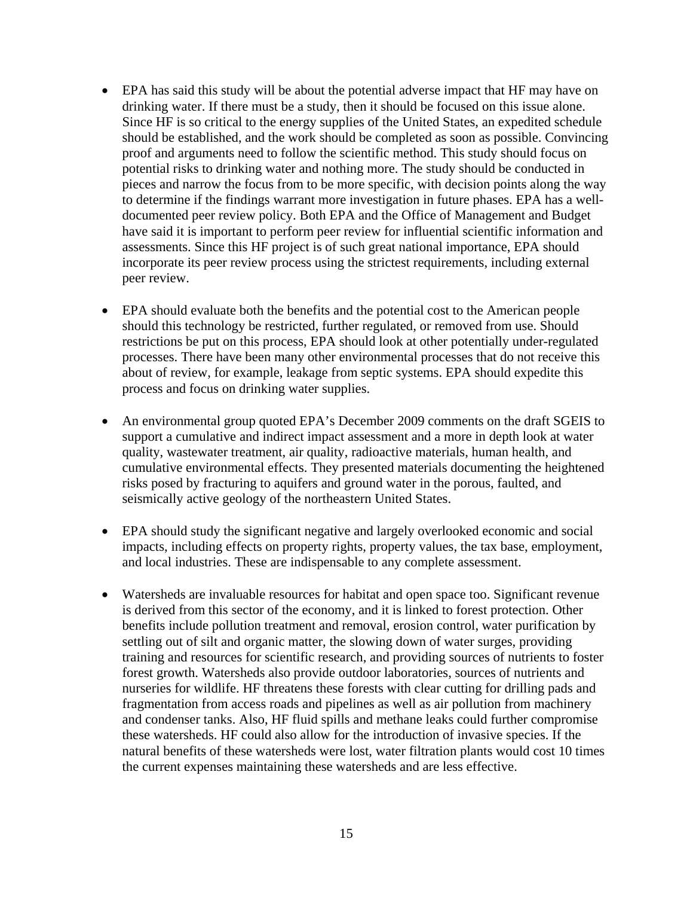- EPA has said this study will be about the potential adverse impact that HF may have on drinking water. If there must be a study, then it should be focused on this issue alone. Since HF is so critical to the energy supplies of the United States, an expedited schedule should be established, and the work should be completed as soon as possible. Convincing proof and arguments need to follow the scientific method. This study should focus on potential risks to drinking water and nothing more. The study should be conducted in pieces and narrow the focus from to be more specific, with decision points along the way to determine if the findings warrant more investigation in future phases. EPA has a well-documented peer review policy. Both EPA and the Office of Management and Budget have said it is important to perform peer review for influential scientific information and assessments. Since this HF project is of such great national importance, EPA should incorporate its peer review process using the strictest requirements, including external peer review.

- EPA should evaluate both the benefits and the potential cost to the American people should this technology be restricted, further regulated, or removed from use. Should restrictions be put on this process, EPA should look at other potentially under-regulated processes. There have been many other environmental processes that do not receive this about of review, for example, leakage from septic systems. EPA should expedite this process and focus on drinking water supplies.

- An environmental group quoted EPA's December 2009 comments on the draft SGEIS to support a cumulative and indirect impact assessment and a more in depth look at water quality, wastewater treatment, air quality, radioactive materials, human health, and cumulative environmental effects. They presented materials documenting the heightened risks posed by fracturing to aquifers and ground water in the porous, faulted, and seismically active geology of the northeastern United States.

- EPA should study the significant negative and largely overlooked economic and social impacts, including effects on property rights, property values, the tax base, employment, and local industries. These are indispensable to any complete assessment.

- Watersheds are invaluable resources for habitat and open space too. Significant revenue is derived from this sector of the economy, and it is linked to forest protection. Other benefits include pollution treatment and removal, erosion control, water purification by settling out of silt and organic matter, the slowing down of water surges, providing training and resources for scientific research, and providing sources of nutrients to foster forest growth. Watersheds also provide outdoor laboratories, sources of nutrients and nurseries for wildlife. HF threatens these forests with clear cutting for drilling pads and fragmentation from access roads and pipelines as well as air pollution from machinery and condenser tanks. Also, HF fluid spills and methane leaks could further compromise these watersheds. HF could also allow for the introduction of invasive species. If the natural benefits of these watersheds were lost, water filtration plants would cost 10 times the current expenses maintaining these watersheds and are less effective.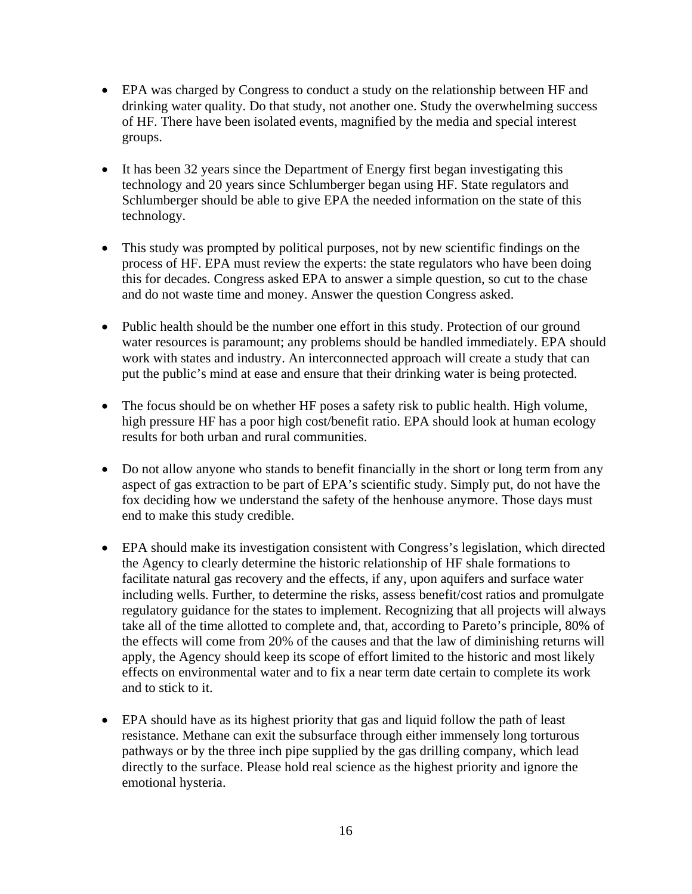- EPA was charged by Congress to conduct a study on the relationship between HF and drinking water quality. Do that study, not another one. Study the overwhelming success of HF. There have been isolated events, magnified by the media and special interest groups.

- It has been 32 years since the Department of Energy first began investigating this technology and 20 years since Schlumberger began using HF. State regulators and Schlumberger should be able to give EPA the needed information on the state of this technology.

- This study was prompted by political purposes, not by new scientific findings on the process of HF. EPA must review the experts: the state regulators who have been doing this for decades. Congress asked EPA to answer a simple question, so cut to the chase and do not waste time and money. Answer the question Congress asked.

- Public health should be the number one effort in this study. Protection of our ground water resources is paramount; any problems should be handled immediately. EPA should work with states and industry. An interconnected approach will create a study that can put the public's mind at ease and ensure that their drinking water is being protected.

- The focus should be on whether HF poses a safety risk to public health. High volume, high pressure HF has a poor high cost/benefit ratio. EPA should look at human ecology results for both urban and rural communities.

- Do not allow anyone who stands to benefit financially in the short or long term from any aspect of gas extraction to be part of EPA's scientific study. Simply put, do not have the fox deciding how we understand the safety of the henhouse anymore. Those days must end to make this study credible.

- EPA should make its investigation consistent with Congress's legislation, which directed the Agency to clearly determine the historic relationship of HF shale formations to facilitate natural gas recovery and the effects, if any, upon aquifers and surface water including wells. Further, to determine the risks, assess benefit/cost ratios and promulgate regulatory guidance for the states to implement. Recognizing that all projects will always take all of the time allotted to complete and, that, according to Pareto's principle, 80% of the effects will come from 20% of the causes and that the law of diminishing returns will apply, the Agency should keep its scope of effort limited to the historic and most likely effects on environmental water and to fix a near term date certain to complete its work and to stick to it.

- EPA should have as its highest priority that gas and liquid follow the path of least resistance. Methane can exit the subsurface through either immensely long torturous pathways or by the three inch pipe supplied by the gas drilling company, which lead directly to the surface. Please hold real science as the highest priority and ignore the emotional hysteria.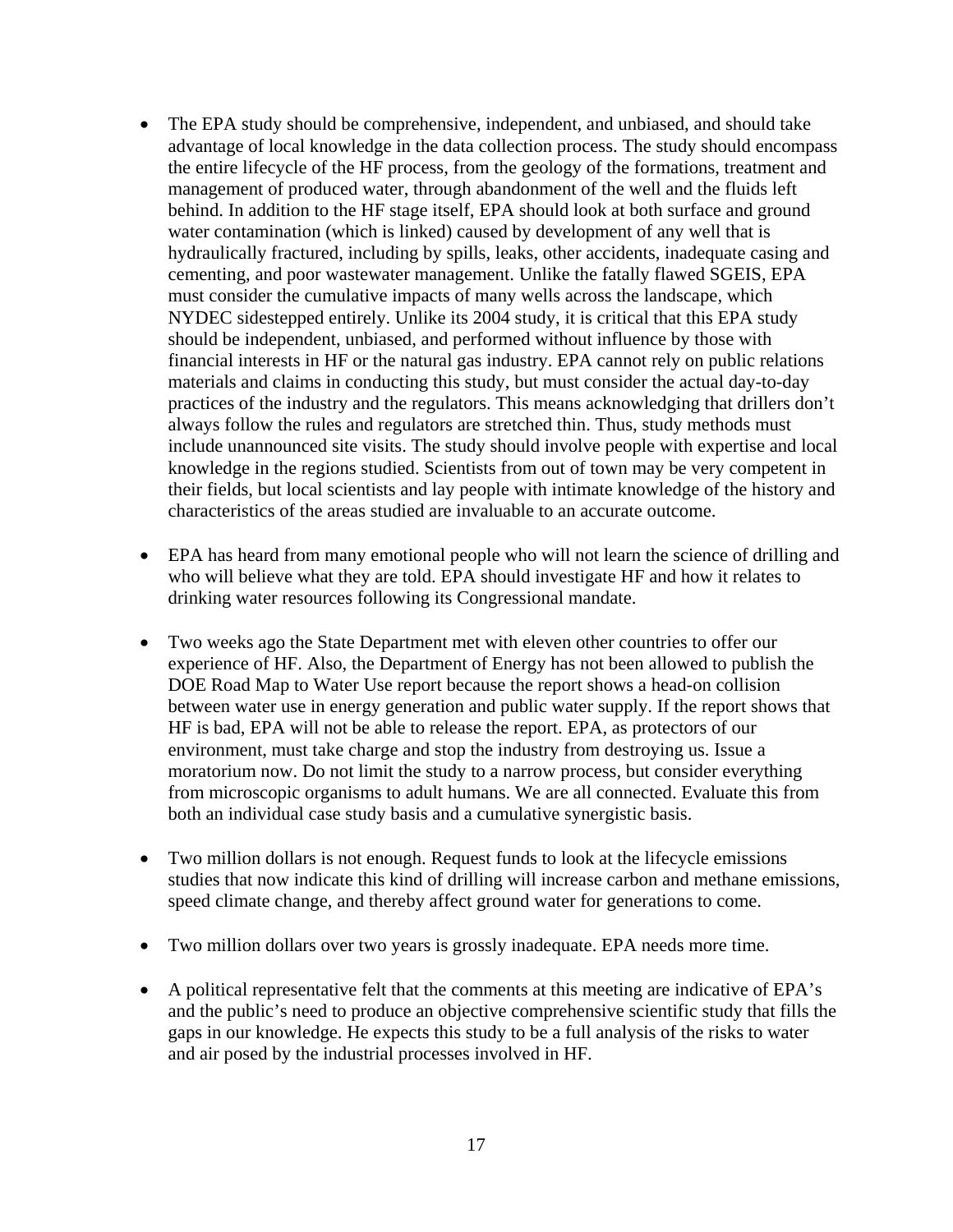- The EPA study should be comprehensive, independent, and unbiased, and should take advantage of local knowledge in the data collection process. The study should encompass the entire lifecycle of the HF process, from the geology of the formations, treatment and management of produced water, through abandonment of the well and the fluids left behind. In addition to the HF stage itself, EPA should look at both surface and ground water contamination (which is linked) caused by development of any well that is hydraulically fractured, including by spills, leaks, other accidents, inadequate casing and cementing, and poor wastewater management. Unlike the fatally flawed SGEIS, EPA must consider the cumulative impacts of many wells across the landscape, which NYDEC sidestepped entirely. Unlike its 2004 study, it is critical that this EPA study should be independent, unbiased, and performed without influence by those with financial interests in HF or the natural gas industry. EPA cannot rely on public relations materials and claims in conducting this study, but must consider the actual day-to-day practices of the industry and the regulators. This means acknowledging that drillers don't always follow the rules and regulators are stretched thin. Thus, study methods must include unannounced site visits. The study should involve people with expertise and local knowledge in the regions studied. Scientists from out of town may be very competent in their fields, but local scientists and lay people with intimate knowledge of the history and characteristics of the areas studied are invaluable to an accurate outcome.

- EPA has heard from many emotional people who will not learn the science of drilling and who will believe what they are told. EPA should investigate HF and how it relates to drinking water resources following its Congressional mandate.

- Two weeks ago the State Department met with eleven other countries to offer our experience of HF. Also, the Department of Energy has not been allowed to publish the DOE Road Map to Water Use report because the report shows a head-on collision between water use in energy generation and public water supply. If the report shows that HF is bad, EPA will not be able to release the report. EPA, as protectors of our environment, must take charge and stop the industry from destroying us. Issue a moratorium now. Do not limit the study to a narrow process, but consider everything from microscopic organisms to adult humans. We are all connected. Evaluate this from both an individual case study basis and a cumulative synergistic basis.

- Two million dollars is not enough. Request funds to look at the lifecycle emissions studies that now indicate this kind of drilling will increase carbon and methane emissions, speed climate change, and thereby affect ground water for generations to come.

- Two million dollars over two years is grossly inadequate. EPA needs more time.

- A political representative felt that the comments at this meeting are indicative of EPA's and the public's need to produce an objective comprehensive scientific study that fills the gaps in our knowledge. He expects this study to be a full analysis of the risks to water and air posed by the industrial processes involved in HF.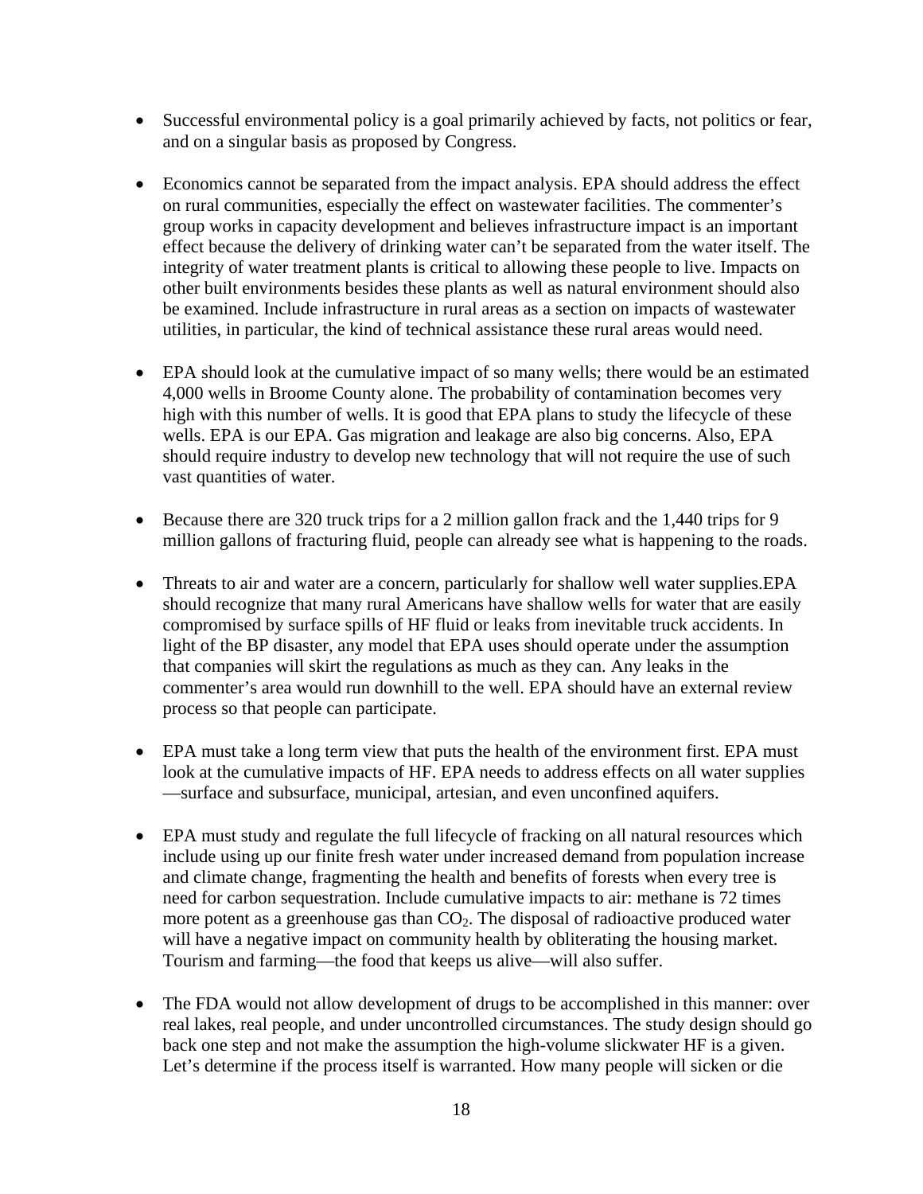- Successful environmental policy is a goal primarily achieved by facts, not politics or fear, and on a singular basis as proposed by Congress.

- Economics cannot be separated from the impact analysis. EPA should address the effect on rural communities, especially the effect on wastewater facilities. The commenter's group works in capacity development and believes infrastructure impact is an important effect because the delivery of drinking water can't be separated from the water itself. The integrity of water treatment plants is critical to allowing these people to live. Impacts on other built environments besides these plants as well as natural environment should also be examined. Include infrastructure in rural areas as a section on impacts of wastewater utilities, in particular, the kind of technical assistance these rural areas would need.

- EPA should look at the cumulative impact of so many wells; there would be an estimated 4,000 wells in Broome County alone. The probability of contamination becomes very high with this number of wells. It is good that EPA plans to study the lifecycle of these wells. EPA is our EPA. Gas migration and leakage are also big concerns. Also, EPA should require industry to develop new technology that will not require the use of such vast quantities of water.

- Because there are 320 truck trips for a 2 million gallon frack and the 1,440 trips for 9 million gallons of fracturing fluid, people can already see what is happening to the roads.

- Threats to air and water are a concern, particularly for shallow well water supplies.EPA should recognize that many rural Americans have shallow wells for water that are easily compromised by surface spills of HF fluid or leaks from inevitable truck accidents. In light of the BP disaster, any model that EPA uses should operate under the assumption that companies will skirt the regulations as much as they can. Any leaks in the commenter's area would run downhill to the well. EPA should have an external review process so that people can participate.

- EPA must take a long term view that puts the health of the environment first. EPA must look at the cumulative impacts of HF. EPA needs to address effects on all water supplies —surface and subsurface, municipal, artesian, and even unconfined aquifers.

- EPA must study and regulate the full lifecycle of fracking on all natural resources which include using up our finite fresh water under increased demand from population increase and climate change, fragmenting the health and benefits of forests when every tree is need for carbon sequestration. Include cumulative impacts to air: methane is 72 times more potent as a greenhouse gas than $CO_2$. The disposal of radioactive produced water will have a negative impact on community health by obliterating the housing market. Tourism and farming—the food that keeps us alive—will also suffer.

- The FDA would not allow development of drugs to be accomplished in this manner: over real lakes, real people, and under uncontrolled circumstances. The study design should go back one step and not make the assumption the high-volume slickwater HF is a given. Let's determine if the process itself is warranted. How many people will sicken or die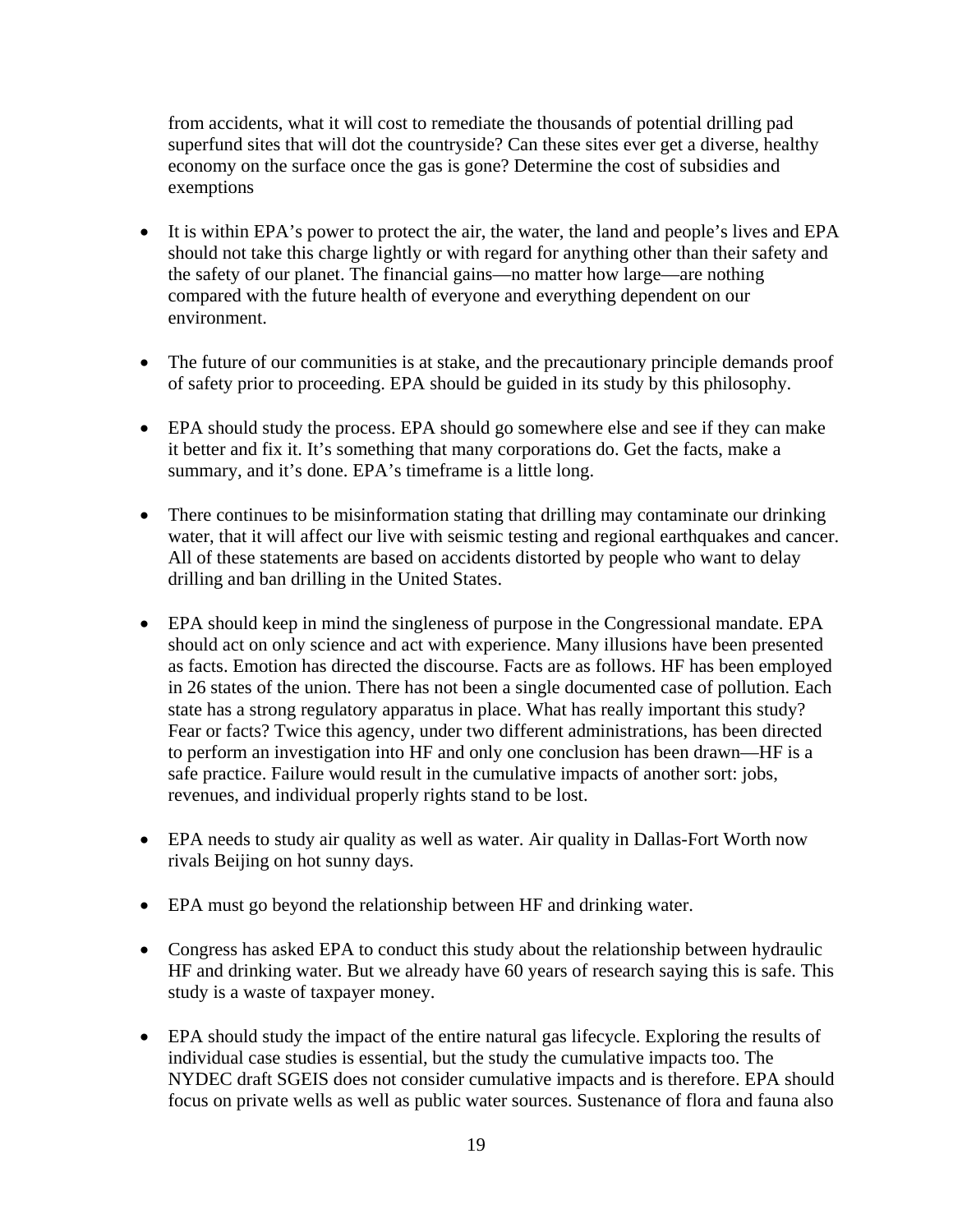from accidents, what it will cost to remediate the thousands of potential drilling pad superfund sites that will dot the countryside? Can these sites ever get a diverse, healthy economy on the surface once the gas is gone? Determine the cost of subsidies and exemptions

- It is within EPA's power to protect the air, the water, the land and people's lives and EPA should not take this charge lightly or with regard for anything other than their safety and the safety of our planet. The financial gains—no matter how large—are nothing compared with the future health of everyone and everything dependent on our environment.

- The future of our communities is at stake, and the precautionary principle demands proof of safety prior to proceeding. EPA should be guided in its study by this philosophy.

- EPA should study the process. EPA should go somewhere else and see if they can make it better and fix it. It's something that many corporations do. Get the facts, make a summary, and it's done. EPA's timeframe is a little long.

- There continues to be misinformation stating that drilling may contaminate our drinking water, that it will affect our live with seismic testing and regional earthquakes and cancer. All of these statements are based on accidents distorted by people who want to delay drilling and ban drilling in the United States.

- EPA should keep in mind the singleness of purpose in the Congressional mandate. EPA should act on only science and act with experience. Many illusions have been presented as facts. Emotion has directed the discourse. Facts are as follows. HF has been employed in 26 states of the union. There has not been a single documented case of pollution. Each state has a strong regulatory apparatus in place. What has really important this study? Fear or facts? Twice this agency, under two different administrations, has been directed to perform an investigation into HF and only one conclusion has been drawn—HF is a safe practice. Failure would result in the cumulative impacts of another sort: jobs, revenues, and individual properly rights stand to be lost.

- EPA needs to study air quality as well as water. Air quality in Dallas-Fort Worth now rivals Beijing on hot sunny days.

- EPA must go beyond the relationship between HF and drinking water.

- Congress has asked EPA to conduct this study about the relationship between hydraulic HF and drinking water. But we already have 60 years of research saying this is safe. This study is a waste of taxpayer money.

- EPA should study the impact of the entire natural gas lifecycle. Exploring the results of individual case studies is essential, but the study the cumulative impacts too. The NYDEC draft SGEIS does not consider cumulative impacts and is therefore. EPA should focus on private wells as well as public water sources. Sustenance of flora and fauna also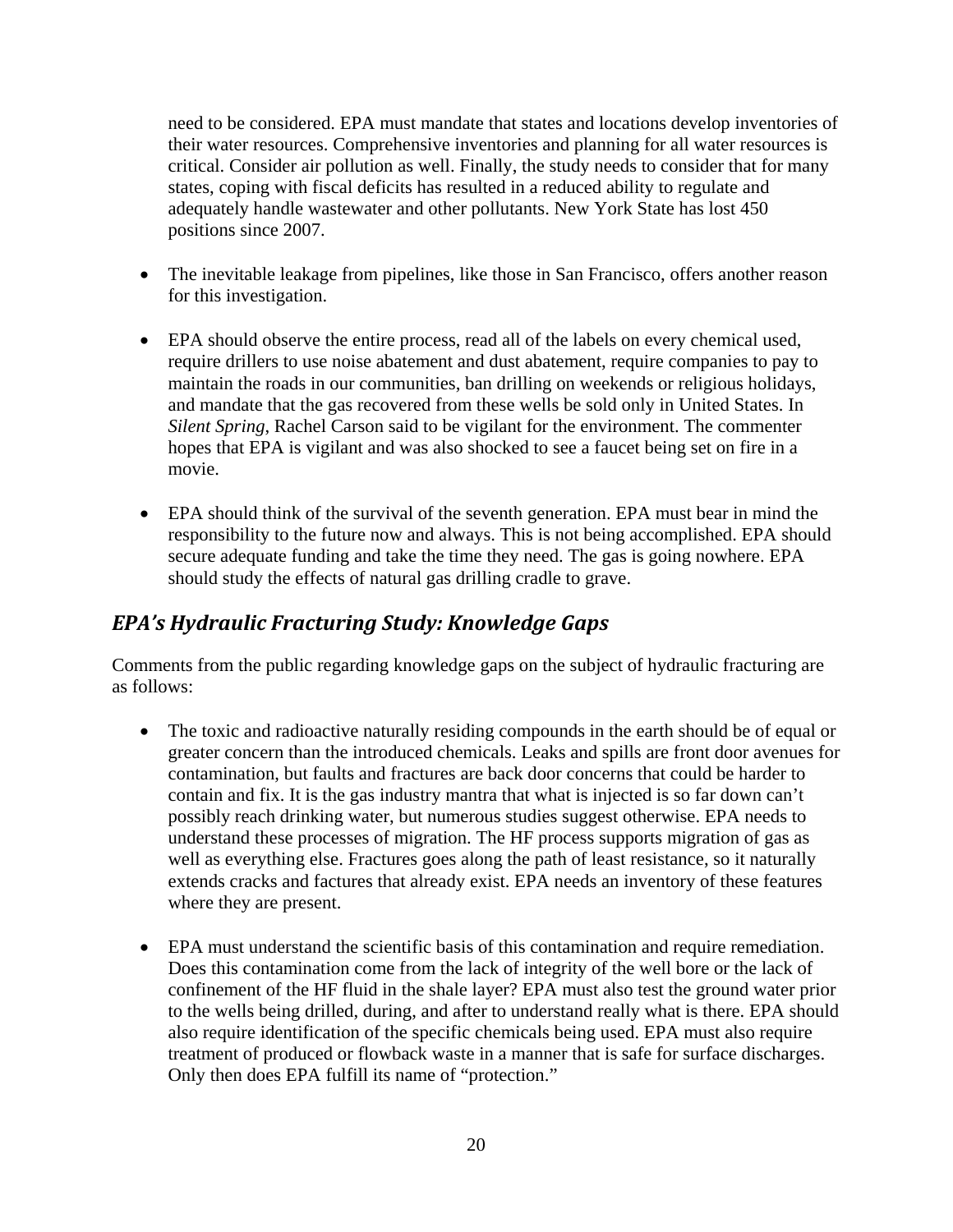need to be considered. EPA must mandate that states and locations develop inventories of their water resources. Comprehensive inventories and planning for all water resources is critical. Consider air pollution as well. Finally, the study needs to consider that for many states, coping with fiscal deficits has resulted in a reduced ability to regulate and adequately handle wastewater and other pollutants. New York State has lost 450 positions since 2007.

- The inevitable leakage from pipelines, like those in San Francisco, offers another reason for this investigation.

- EPA should observe the entire process, read all of the labels on every chemical used, require drillers to use noise abatement and dust abatement, require companies to pay to maintain the roads in our communities, ban drilling on weekends or religious holidays, and mandate that the gas recovered from these wells be sold only in United States. In *Silent Spring*, Rachel Carson said to be vigilant for the environment. The commenter hopes that EPA is vigilant and was also shocked to see a faucet being set on fire in a movie.

- EPA should think of the survival of the seventh generation. EPA must bear in mind the responsibility to the future now and always. This is not being accomplished. EPA should secure adequate funding and take the time they need. The gas is going nowhere. EPA should study the effects of natural gas drilling cradle to grave.

## *EPA's Hydraulic Fracturing Study: Knowledge Gaps*

Comments from the public regarding knowledge gaps on the subject of hydraulic fracturing are as follows:

- The toxic and radioactive naturally residing compounds in the earth should be of equal or greater concern than the introduced chemicals. Leaks and spills are front door avenues for contamination, but faults and fractures are back door concerns that could be harder to contain and fix. It is the gas industry mantra that what is injected is so far down can't possibly reach drinking water, but numerous studies suggest otherwise. EPA needs to understand these processes of migration. The HF process supports migration of gas as well as everything else. Fractures goes along the path of least resistance, so it naturally extends cracks and factures that already exist. EPA needs an inventory of these features where they are present.

- EPA must understand the scientific basis of this contamination and require remediation. Does this contamination come from the lack of integrity of the well bore or the lack of confinement of the HF fluid in the shale layer? EPA must also test the ground water prior to the wells being drilled, during, and after to understand really what is there. EPA should also require identification of the specific chemicals being used. EPA must also require treatment of produced or flowback waste in a manner that is safe for surface discharges. Only then does EPA fulfill its name of "protection."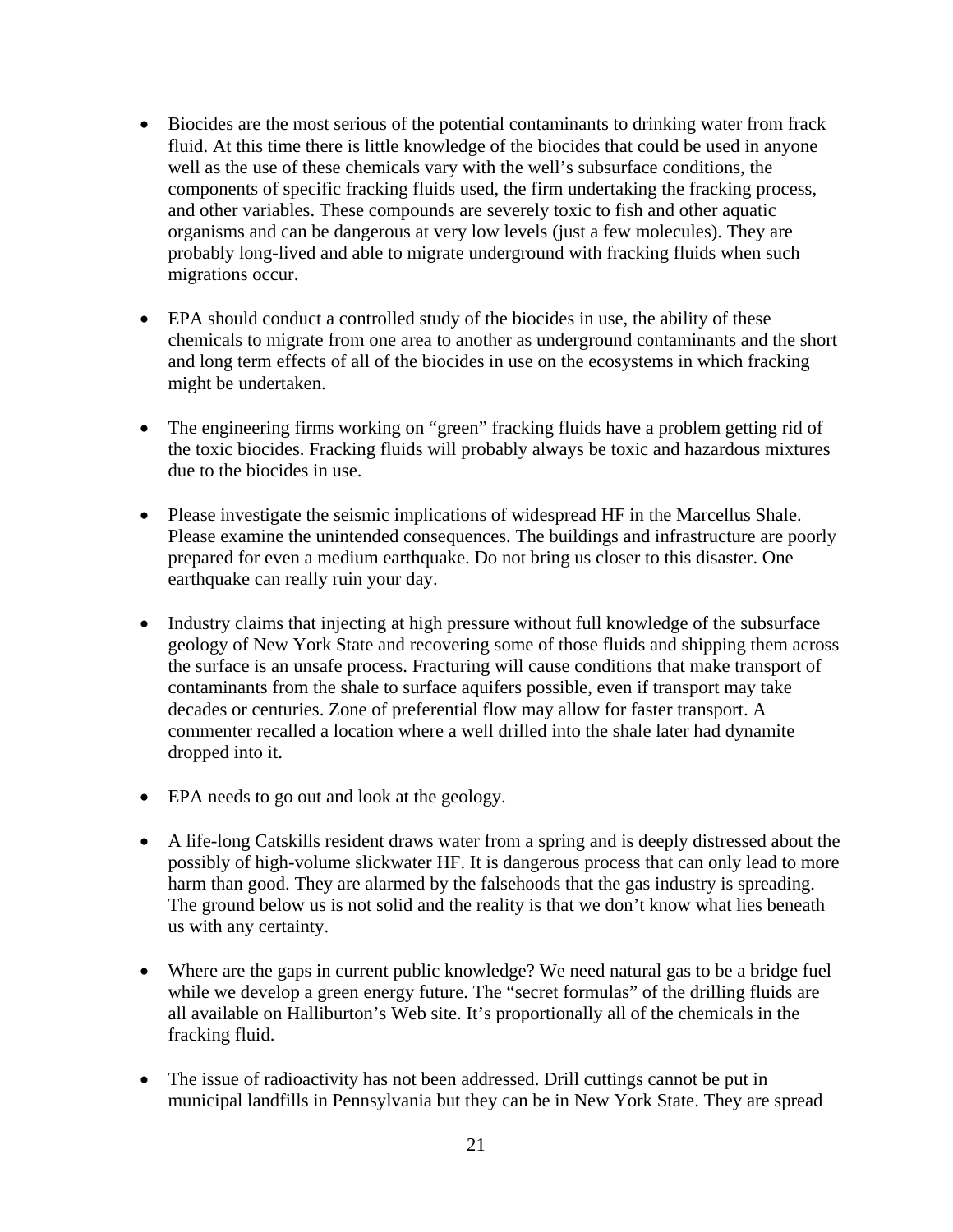- Biocides are the most serious of the potential contaminants to drinking water from frack fluid. At this time there is little knowledge of the biocides that could be used in anyone well as the use of these chemicals vary with the well's subsurface conditions, the components of specific fracking fluids used, the firm undertaking the fracking process, and other variables. These compounds are severely toxic to fish and other aquatic organisms and can be dangerous at very low levels (just a few molecules). They are probably long-lived and able to migrate underground with fracking fluids when such migrations occur.

- EPA should conduct a controlled study of the biocides in use, the ability of these chemicals to migrate from one area to another as underground contaminants and the short and long term effects of all of the biocides in use on the ecosystems in which fracking might be undertaken.

- The engineering firms working on "green" fracking fluids have a problem getting rid of the toxic biocides. Fracking fluids will probably always be toxic and hazardous mixtures due to the biocides in use.

- Please investigate the seismic implications of widespread HF in the Marcellus Shale. Please examine the unintended consequences. The buildings and infrastructure are poorly prepared for even a medium earthquake. Do not bring us closer to this disaster. One earthquake can really ruin your day.

- Industry claims that injecting at high pressure without full knowledge of the subsurface geology of New York State and recovering some of those fluids and shipping them across the surface is an unsafe process. Fracturing will cause conditions that make transport of contaminants from the shale to surface aquifers possible, even if transport may take decades or centuries. Zone of preferential flow may allow for faster transport. A commenter recalled a location where a well drilled into the shale later had dynamite dropped into it.

- EPA needs to go out and look at the geology.

- A life-long Catskills resident draws water from a spring and is deeply distressed about the possibly of high-volume slickwater HF. It is dangerous process that can only lead to more harm than good. They are alarmed by the falsehoods that the gas industry is spreading. The ground below us is not solid and the reality is that we don't know what lies beneath us with any certainty.

- Where are the gaps in current public knowledge? We need natural gas to be a bridge fuel while we develop a green energy future. The "secret formulas" of the drilling fluids are all available on Halliburton's Web site. It's proportionally all of the chemicals in the fracking fluid.

- The issue of radioactivity has not been addressed. Drill cuttings cannot be put in municipal landfills in Pennsylvania but they can be in New York State. They are spread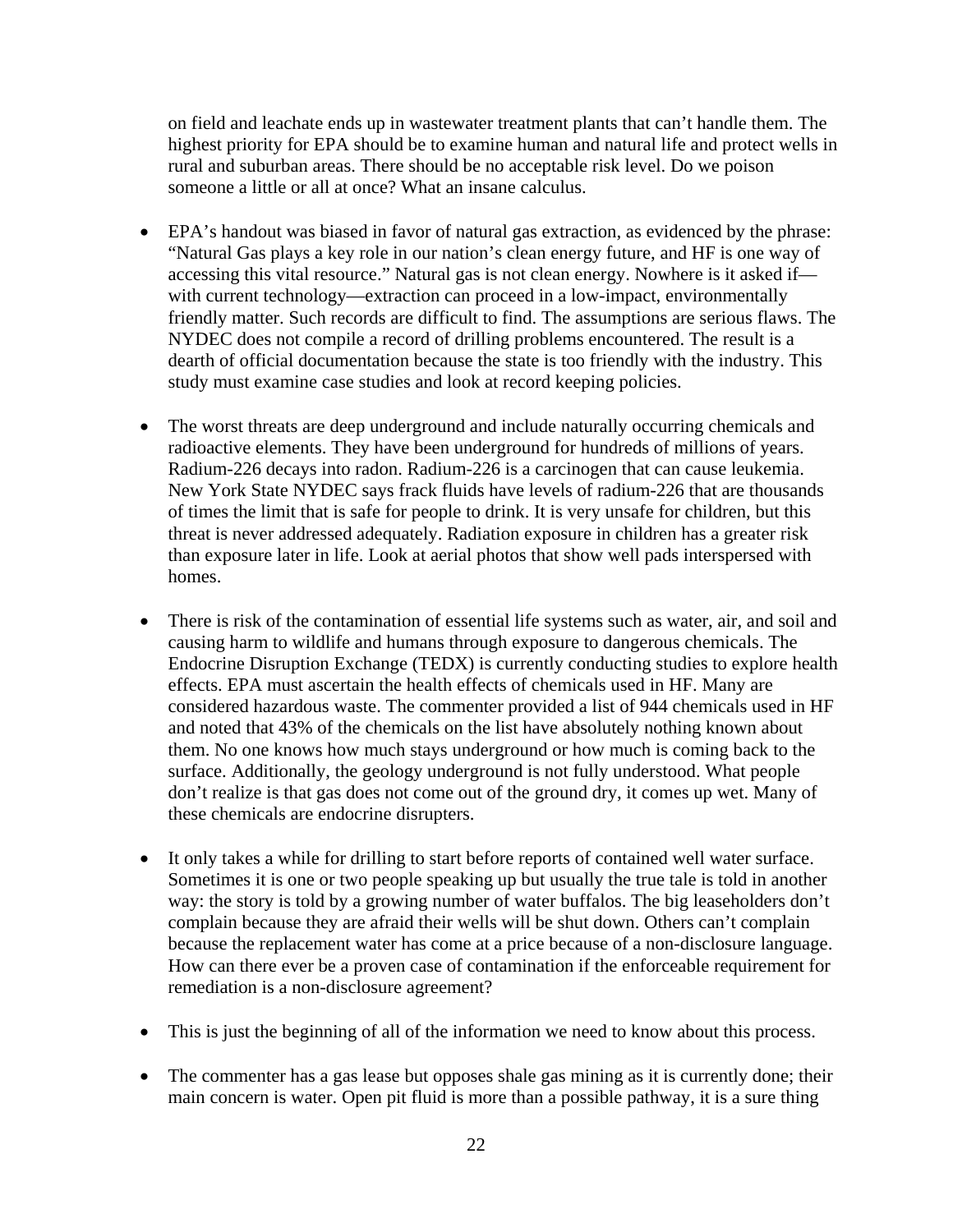on field and leachate ends up in wastewater treatment plants that can't handle them. The highest priority for EPA should be to examine human and natural life and protect wells in rural and suburban areas. There should be no acceptable risk level. Do we poison someone a little or all at once? What an insane calculus.

- EPA's handout was biased in favor of natural gas extraction, as evidenced by the phrase: "Natural Gas plays a key role in our nation's clean energy future, and HF is one way of accessing this vital resource." Natural gas is not clean energy. Nowhere is it asked if—with current technology—extraction can proceed in a low-impact, environmentally friendly matter. Such records are difficult to find. The assumptions are serious flaws. The NYDEC does not compile a record of drilling problems encountered. The result is a dearth of official documentation because the state is too friendly with the industry. This study must examine case studies and look at record keeping policies.

- The worst threats are deep underground and include naturally occurring chemicals and radioactive elements. They have been underground for hundreds of millions of years. Radium-226 decays into radon. Radium-226 is a carcinogen that can cause leukemia. New York State NYDEC says frack fluids have levels of radium-226 that are thousands of times the limit that is safe for people to drink. It is very unsafe for children, but this threat is never addressed adequately. Radiation exposure in children has a greater risk than exposure later in life. Look at aerial photos that show well pads interspersed with homes.

- There is risk of the contamination of essential life systems such as water, air, and soil and causing harm to wildlife and humans through exposure to dangerous chemicals. The Endocrine Disruption Exchange (TEDX) is currently conducting studies to explore health effects. EPA must ascertain the health effects of chemicals used in HF. Many are considered hazardous waste. The commenter provided a list of 944 chemicals used in HF and noted that 43% of the chemicals on the list have absolutely nothing known about them. No one knows how much stays underground or how much is coming back to the surface. Additionally, the geology underground is not fully understood. What people don't realize is that gas does not come out of the ground dry, it comes up wet. Many of these chemicals are endocrine disrupters.

- It only takes a while for drilling to start before reports of contained well water surface. Sometimes it is one or two people speaking up but usually the true tale is told in another way: the story is told by a growing number of water buffalos. The big leaseholders don't complain because they are afraid their wells will be shut down. Others can't complain because the replacement water has come at a price because of a non-disclosure language. How can there ever be a proven case of contamination if the enforceable requirement for remediation is a non-disclosure agreement?

- This is just the beginning of all of the information we need to know about this process.

- The commenter has a gas lease but opposes shale gas mining as it is currently done; their main concern is water. Open pit fluid is more than a possible pathway, it is a sure thing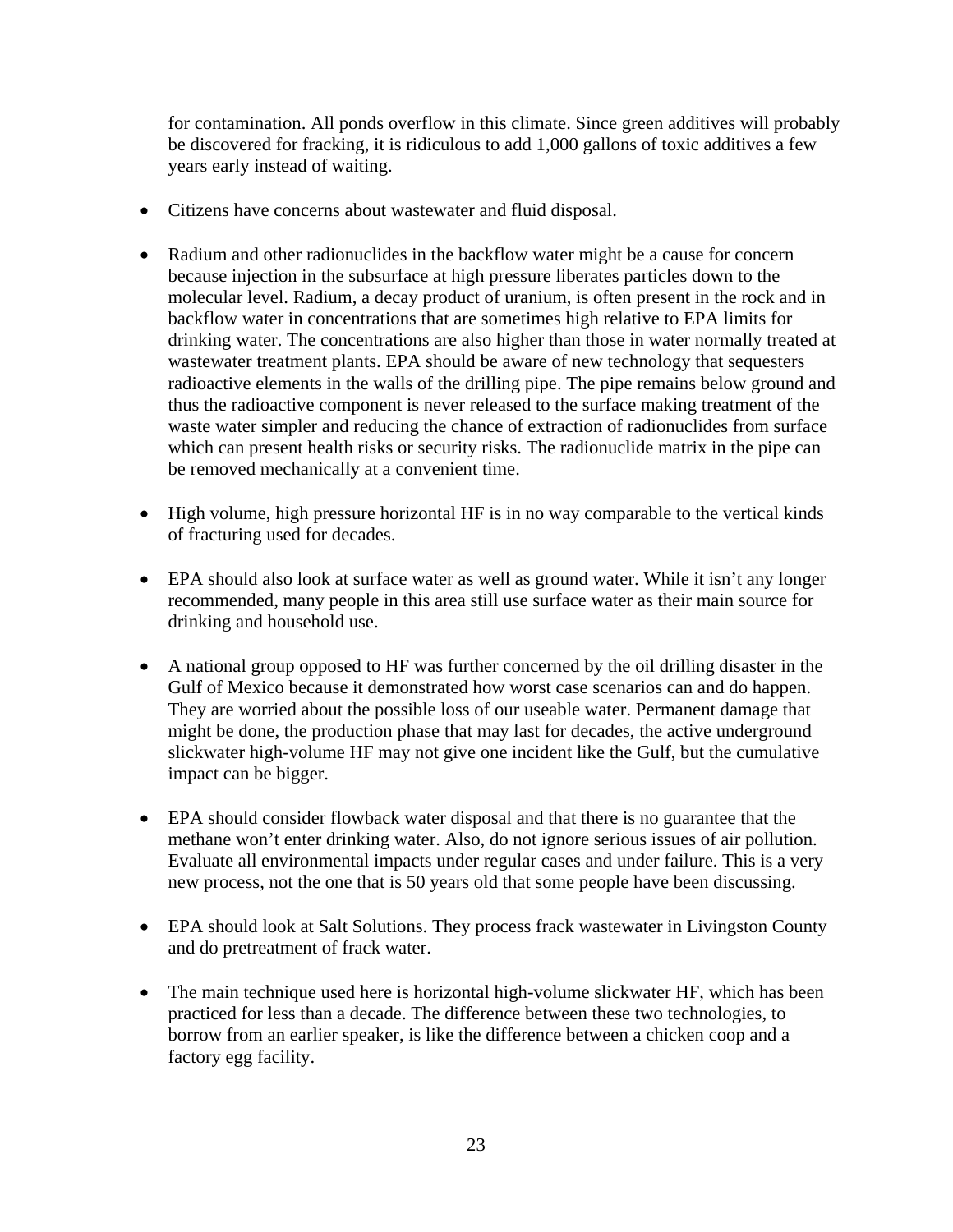for contamination. All ponds overflow in this climate. Since green additives will probably be discovered for fracking, it is ridiculous to add 1,000 gallons of toxic additives a few years early instead of waiting.

- Citizens have concerns about wastewater and fluid disposal.

- Radium and other radionuclides in the backflow water might be a cause for concern because injection in the subsurface at high pressure liberates particles down to the molecular level. Radium, a decay product of uranium, is often present in the rock and in backflow water in concentrations that are sometimes high relative to EPA limits for drinking water. The concentrations are also higher than those in water normally treated at wastewater treatment plants. EPA should be aware of new technology that sequesters radioactive elements in the walls of the drilling pipe. The pipe remains below ground and thus the radioactive component is never released to the surface making treatment of the waste water simpler and reducing the chance of extraction of radionuclides from surface which can present health risks or security risks. The radionuclide matrix in the pipe can be removed mechanically at a convenient time.

- High volume, high pressure horizontal HF is in no way comparable to the vertical kinds of fracturing used for decades.

- EPA should also look at surface water as well as ground water. While it isn't any longer recommended, many people in this area still use surface water as their main source for drinking and household use.

- A national group opposed to HF was further concerned by the oil drilling disaster in the Gulf of Mexico because it demonstrated how worst case scenarios can and do happen. They are worried about the possible loss of our useable water. Permanent damage that might be done, the production phase that may last for decades, the active underground slickwater high-volume HF may not give one incident like the Gulf, but the cumulative impact can be bigger.

- EPA should consider flowback water disposal and that there is no guarantee that the methane won't enter drinking water. Also, do not ignore serious issues of air pollution. Evaluate all environmental impacts under regular cases and under failure. This is a very new process, not the one that is 50 years old that some people have been discussing.

- EPA should look at Salt Solutions. They process frack wastewater in Livingston County and do pretreatment of frack water.

- The main technique used here is horizontal high-volume slickwater HF, which has been practiced for less than a decade. The difference between these two technologies, to borrow from an earlier speaker, is like the difference between a chicken coop and a factory egg facility.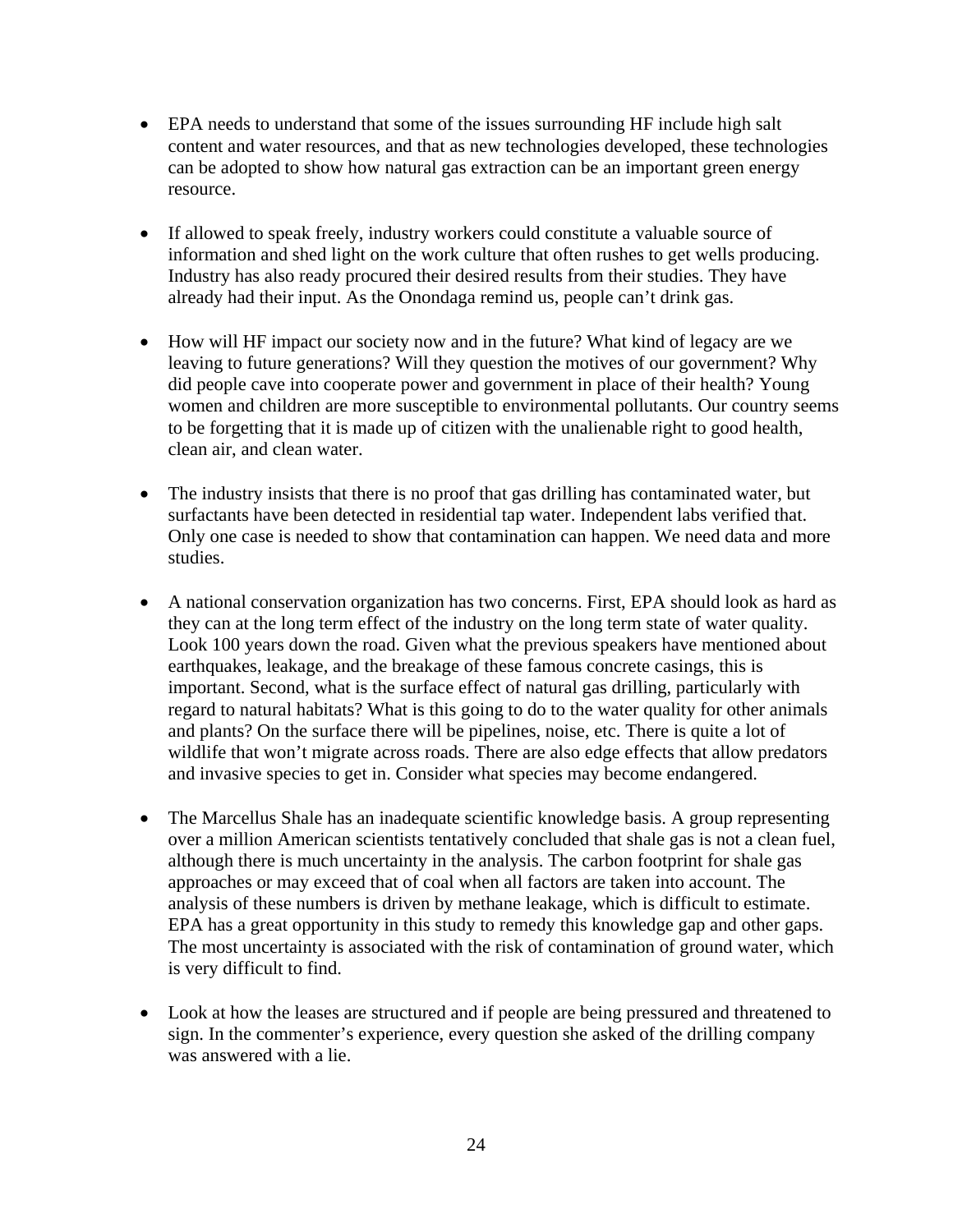- EPA needs to understand that some of the issues surrounding HF include high salt content and water resources, and that as new technologies developed, these technologies can be adopted to show how natural gas extraction can be an important green energy resource.

- If allowed to speak freely, industry workers could constitute a valuable source of information and shed light on the work culture that often rushes to get wells producing. Industry has also ready procured their desired results from their studies. They have already had their input. As the Onondaga remind us, people can't drink gas.

- How will HF impact our society now and in the future? What kind of legacy are we leaving to future generations? Will they question the motives of our government? Why did people cave into cooperate power and government in place of their health? Young women and children are more susceptible to environmental pollutants. Our country seems to be forgetting that it is made up of citizen with the unalienable right to good health, clean air, and clean water.

- The industry insists that there is no proof that gas drilling has contaminated water, but surfactants have been detected in residential tap water. Independent labs verified that. Only one case is needed to show that contamination can happen. We need data and more studies.

- A national conservation organization has two concerns. First, EPA should look as hard as they can at the long term effect of the industry on the long term state of water quality. Look 100 years down the road. Given what the previous speakers have mentioned about earthquakes, leakage, and the breakage of these famous concrete casings, this is important. Second, what is the surface effect of natural gas drilling, particularly with regard to natural habitats? What is this going to do to the water quality for other animals and plants? On the surface there will be pipelines, noise, etc. There is quite a lot of wildlife that won't migrate across roads. There are also edge effects that allow predators and invasive species to get in. Consider what species may become endangered.

- The Marcellus Shale has an inadequate scientific knowledge basis. A group representing over a million American scientists tentatively concluded that shale gas is not a clean fuel, although there is much uncertainty in the analysis. The carbon footprint for shale gas approaches or may exceed that of coal when all factors are taken into account. The analysis of these numbers is driven by methane leakage, which is difficult to estimate. EPA has a great opportunity in this study to remedy this knowledge gap and other gaps. The most uncertainty is associated with the risk of contamination of ground water, which is very difficult to find.

- Look at how the leases are structured and if people are being pressured and threatened to sign. In the commenter's experience, every question she asked of the drilling company was answered with a lie.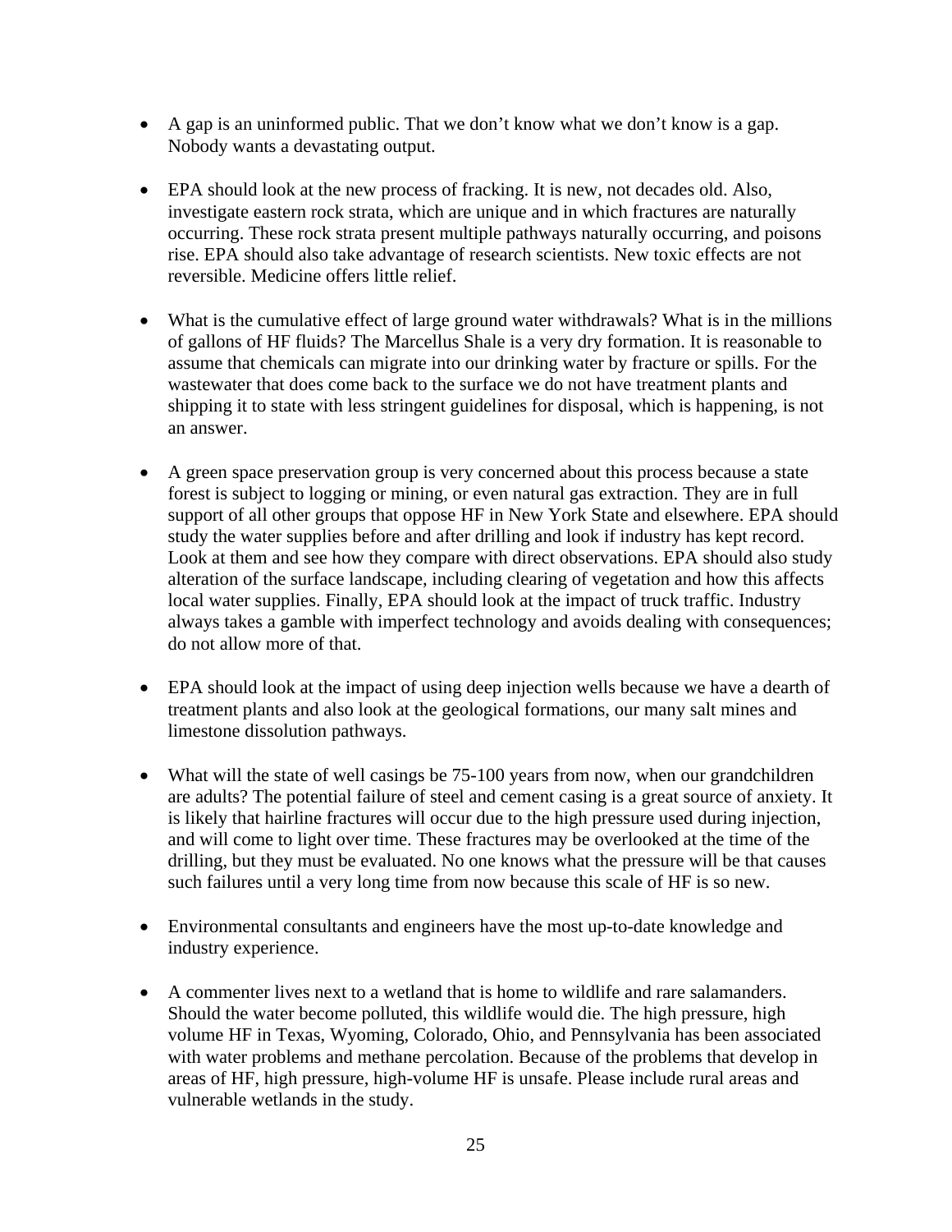- A gap is an uninformed public. That we don't know what we don't know is a gap. Nobody wants a devastating output.

- EPA should look at the new process of fracking. It is new, not decades old. Also, investigate eastern rock strata, which are unique and in which fractures are naturally occurring. These rock strata present multiple pathways naturally occurring, and poisons rise. EPA should also take advantage of research scientists. New toxic effects are not reversible. Medicine offers little relief.

- What is the cumulative effect of large ground water withdrawals? What is in the millions of gallons of HF fluids? The Marcellus Shale is a very dry formation. It is reasonable to assume that chemicals can migrate into our drinking water by fracture or spills. For the wastewater that does come back to the surface we do not have treatment plants and shipping it to state with less stringent guidelines for disposal, which is happening, is not an answer.

- A green space preservation group is very concerned about this process because a state forest is subject to logging or mining, or even natural gas extraction. They are in full support of all other groups that oppose HF in New York State and elsewhere. EPA should study the water supplies before and after drilling and look if industry has kept record. Look at them and see how they compare with direct observations. EPA should also study alteration of the surface landscape, including clearing of vegetation and how this affects local water supplies. Finally, EPA should look at the impact of truck traffic. Industry always takes a gamble with imperfect technology and avoids dealing with consequences; do not allow more of that.

- EPA should look at the impact of using deep injection wells because we have a dearth of treatment plants and also look at the geological formations, our many salt mines and limestone dissolution pathways.

- What will the state of well casings be 75-100 years from now, when our grandchildren are adults? The potential failure of steel and cement casing is a great source of anxiety. It is likely that hairline fractures will occur due to the high pressure used during injection, and will come to light over time. These fractures may be overlooked at the time of the drilling, but they must be evaluated. No one knows what the pressure will be that causes such failures until a very long time from now because this scale of HF is so new.

- Environmental consultants and engineers have the most up-to-date knowledge and industry experience.

- A commenter lives next to a wetland that is home to wildlife and rare salamanders. Should the water become polluted, this wildlife would die. The high pressure, high volume HF in Texas, Wyoming, Colorado, Ohio, and Pennsylvania has been associated with water problems and methane percolation. Because of the problems that develop in areas of HF, high pressure, high-volume HF is unsafe. Please include rural areas and vulnerable wetlands in the study.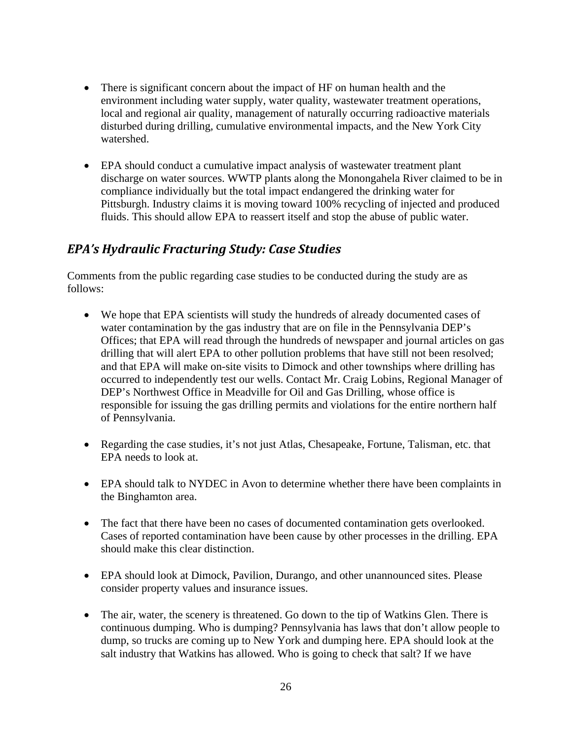- There is significant concern about the impact of HF on human health and the environment including water supply, water quality, wastewater treatment operations, local and regional air quality, management of naturally occurring radioactive materials disturbed during drilling, cumulative environmental impacts, and the New York City watershed.

- EPA should conduct a cumulative impact analysis of wastewater treatment plant discharge on water sources. WWTP plants along the Monongahela River claimed to be in compliance individually but the total impact endangered the drinking water for Pittsburgh. Industry claims it is moving toward 100% recycling of injected and produced fluids. This should allow EPA to reassert itself and stop the abuse of public water.

## *EPA's Hydraulic Fracturing Study: Case Studies*

Comments from the public regarding case studies to be conducted during the study are as follows:

- We hope that EPA scientists will study the hundreds of already documented cases of water contamination by the gas industry that are on file in the Pennsylvania DEP's Offices; that EPA will read through the hundreds of newspaper and journal articles on gas drilling that will alert EPA to other pollution problems that have still not been resolved; and that EPA will make on-site visits to Dimock and other townships where drilling has occurred to independently test our wells. Contact Mr. Craig Lobins, Regional Manager of DEP's Northwest Office in Meadville for Oil and Gas Drilling, whose office is responsible for issuing the gas drilling permits and violations for the entire northern half of Pennsylvania.

- Regarding the case studies, it's not just Atlas, Chesapeake, Fortune, Talisman, etc. that EPA needs to look at.

- EPA should talk to NYDEC in Avon to determine whether there have been complaints in the Binghamton area.

- The fact that there have been no cases of documented contamination gets overlooked. Cases of reported contamination have been cause by other processes in the drilling. EPA should make this clear distinction.

- EPA should look at Dimock, Pavilion, Durango, and other unannounced sites. Please consider property values and insurance issues.

- The air, water, the scenery is threatened. Go down to the tip of Watkins Glen. There is continuous dumping. Who is dumping? Pennsylvania has laws that don't allow people to dump, so trucks are coming up to New York and dumping here. EPA should look at the salt industry that Watkins has allowed. Who is going to check that salt? If we have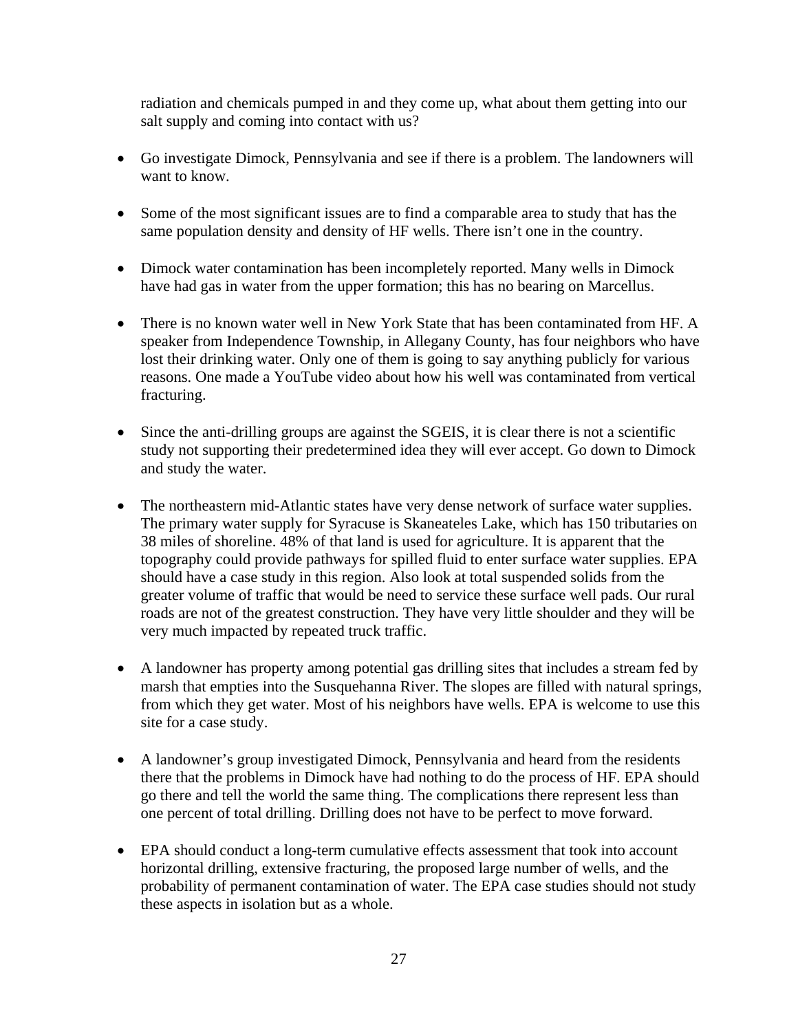radiation and chemicals pumped in and they come up, what about them getting into our salt supply and coming into contact with us?

- Go investigate Dimock, Pennsylvania and see if there is a problem. The landowners will want to know.
- Some of the most significant issues are to find a comparable area to study that has the same population density and density of HF wells. There isn't one in the country.
- Dimock water contamination has been incompletely reported. Many wells in Dimock have had gas in water from the upper formation; this has no bearing on Marcellus.
- There is no known water well in New York State that has been contaminated from HF. A speaker from Independence Township, in Allegany County, has four neighbors who have lost their drinking water. Only one of them is going to say anything publicly for various reasons. One made a YouTube video about how his well was contaminated from vertical fracturing.
- Since the anti-drilling groups are against the SGEIS, it is clear there is not a scientific study not supporting their predetermined idea they will ever accept. Go down to Dimock and study the water.
- The northeastern mid-Atlantic states have very dense network of surface water supplies. The primary water supply for Syracuse is Skaneateles Lake, which has 150 tributaries on 38 miles of shoreline. 48% of that land is used for agriculture. It is apparent that the topography could provide pathways for spilled fluid to enter surface water supplies. EPA should have a case study in this region. Also look at total suspended solids from the greater volume of traffic that would be need to service these surface well pads. Our rural roads are not of the greatest construction. They have very little shoulder and they will be very much impacted by repeated truck traffic.
- A landowner has property among potential gas drilling sites that includes a stream fed by marsh that empties into the Susquehanna River. The slopes are filled with natural springs, from which they get water. Most of his neighbors have wells. EPA is welcome to use this site for a case study.
- A landowner's group investigated Dimock, Pennsylvania and heard from the residents there that the problems in Dimock have had nothing to do the process of HF. EPA should go there and tell the world the same thing. The complications there represent less than one percent of total drilling. Drilling does not have to be perfect to move forward.
- EPA should conduct a long-term cumulative effects assessment that took into account horizontal drilling, extensive fracturing, the proposed large number of wells, and the probability of permanent contamination of water. The EPA case studies should not study these aspects in isolation but as a whole.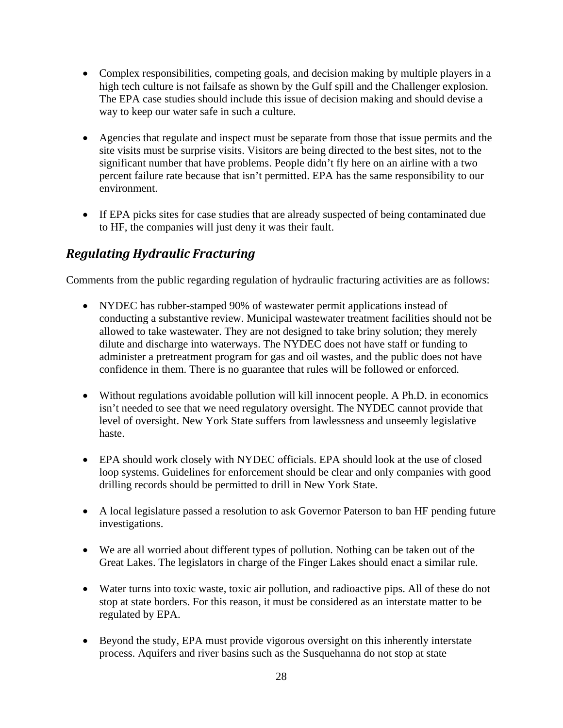- Complex responsibilities, competing goals, and decision making by multiple players in a high tech culture is not failsafe as shown by the Gulf spill and the Challenger explosion. The EPA case studies should include this issue of decision making and should devise a way to keep our water safe in such a culture.

- Agencies that regulate and inspect must be separate from those that issue permits and the site visits must be surprise visits. Visitors are being directed to the best sites, not to the significant number that have problems. People didn't fly here on an airline with a two percent failure rate because that isn't permitted. EPA has the same responsibility to our environment.

- If EPA picks sites for case studies that are already suspected of being contaminated due to HF, the companies will just deny it was their fault.

## *Regulating Hydraulic Fracturing*

Comments from the public regarding regulation of hydraulic fracturing activities are as follows:

- NYDEC has rubber-stamped 90% of wastewater permit applications instead of conducting a substantive review. Municipal wastewater treatment facilities should not be allowed to take wastewater. They are not designed to take briny solution; they merely dilute and discharge into waterways. The NYDEC does not have staff or funding to administer a pretreatment program for gas and oil wastes, and the public does not have confidence in them. There is no guarantee that rules will be followed or enforced.

- Without regulations avoidable pollution will kill innocent people. A Ph.D. in economics isn't needed to see that we need regulatory oversight. The NYDEC cannot provide that level of oversight. New York State suffers from lawlessness and unseemly legislative haste.

- EPA should work closely with NYDEC officials. EPA should look at the use of closed loop systems. Guidelines for enforcement should be clear and only companies with good drilling records should be permitted to drill in New York State.

- A local legislature passed a resolution to ask Governor Paterson to ban HF pending future investigations.

- We are all worried about different types of pollution. Nothing can be taken out of the Great Lakes. The legislators in charge of the Finger Lakes should enact a similar rule.

- Water turns into toxic waste, toxic air pollution, and radioactive pips. All of these do not stop at state borders. For this reason, it must be considered as an interstate matter to be regulated by EPA.

- Beyond the study, EPA must provide vigorous oversight on this inherently interstate process. Aquifers and river basins such as the Susquehanna do not stop at state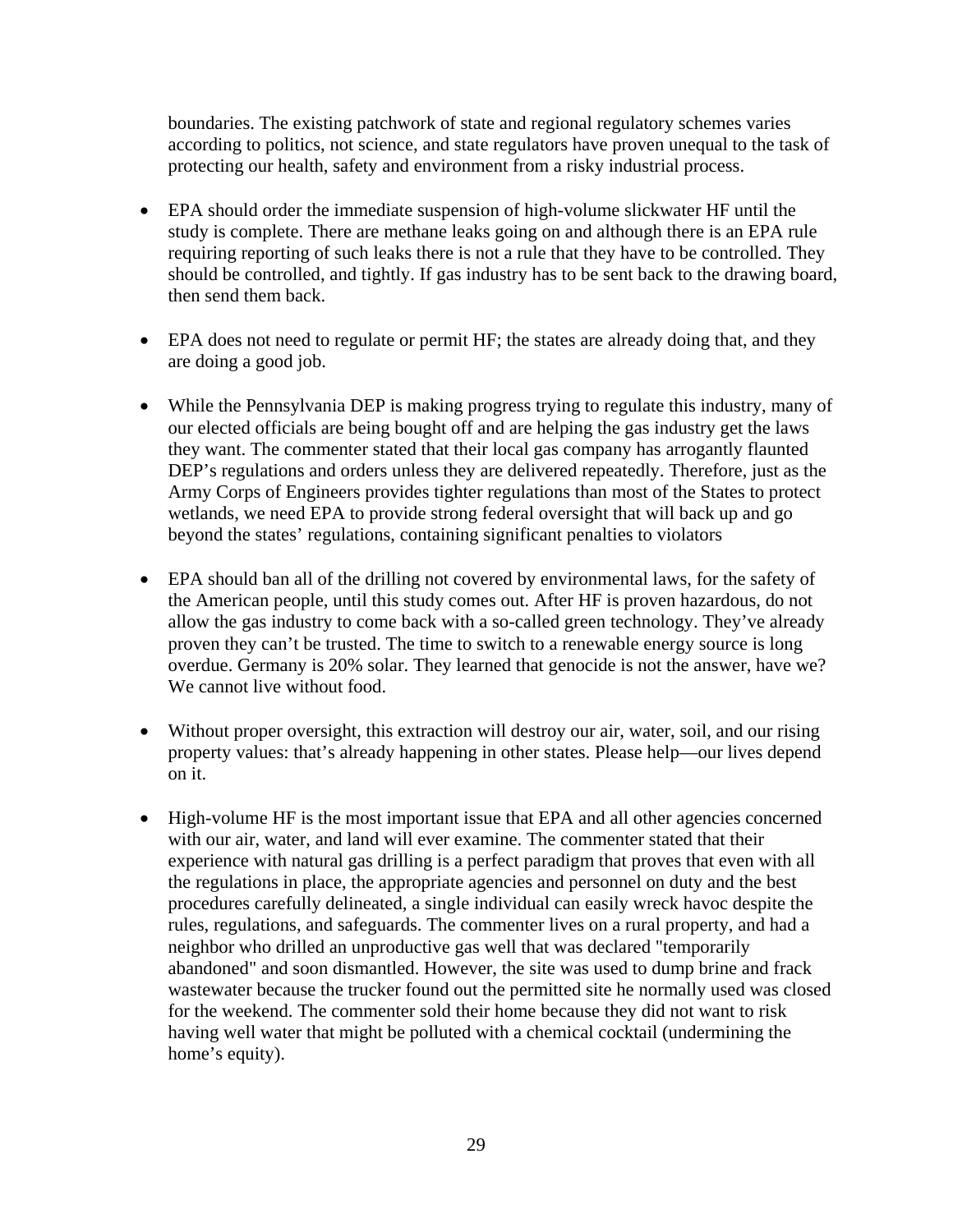boundaries. The existing patchwork of state and regional regulatory schemes varies according to politics, not science, and state regulators have proven unequal to the task of protecting our health, safety and environment from a risky industrial process.

- EPA should order the immediate suspension of high-volume slickwater HF until the study is complete. There are methane leaks going on and although there is an EPA rule requiring reporting of such leaks there is not a rule that they have to be controlled. They should be controlled, and tightly. If gas industry has to be sent back to the drawing board, then send them back.

- EPA does not need to regulate or permit HF; the states are already doing that, and they are doing a good job.

- While the Pennsylvania DEP is making progress trying to regulate this industry, many of our elected officials are being bought off and are helping the gas industry get the laws they want. The commenter stated that their local gas company has arrogantly flaunted DEP's regulations and orders unless they are delivered repeatedly. Therefore, just as the Army Corps of Engineers provides tighter regulations than most of the States to protect wetlands, we need EPA to provide strong federal oversight that will back up and go beyond the states' regulations, containing significant penalties to violators

- EPA should ban all of the drilling not covered by environmental laws, for the safety of the American people, until this study comes out. After HF is proven hazardous, do not allow the gas industry to come back with a so-called green technology. They've already proven they can't be trusted. The time to switch to a renewable energy source is long overdue. Germany is 20% solar. They learned that genocide is not the answer, have we? We cannot live without food.

- Without proper oversight, this extraction will destroy our air, water, soil, and our rising property values: that's already happening in other states. Please help—our lives depend on it.

- High-volume HF is the most important issue that EPA and all other agencies concerned with our air, water, and land will ever examine. The commenter stated that their experience with natural gas drilling is a perfect paradigm that proves that even with all the regulations in place, the appropriate agencies and personnel on duty and the best procedures carefully delineated, a single individual can easily wreck havoc despite the rules, regulations, and safeguards. The commenter lives on a rural property, and had a neighbor who drilled an unproductive gas well that was declared "temporarily abandoned" and soon dismantled. However, the site was used to dump brine and frack wastewater because the trucker found out the permitted site he normally used was closed for the weekend. The commenter sold their home because they did not want to risk having well water that might be polluted with a chemical cocktail (undermining the home's equity).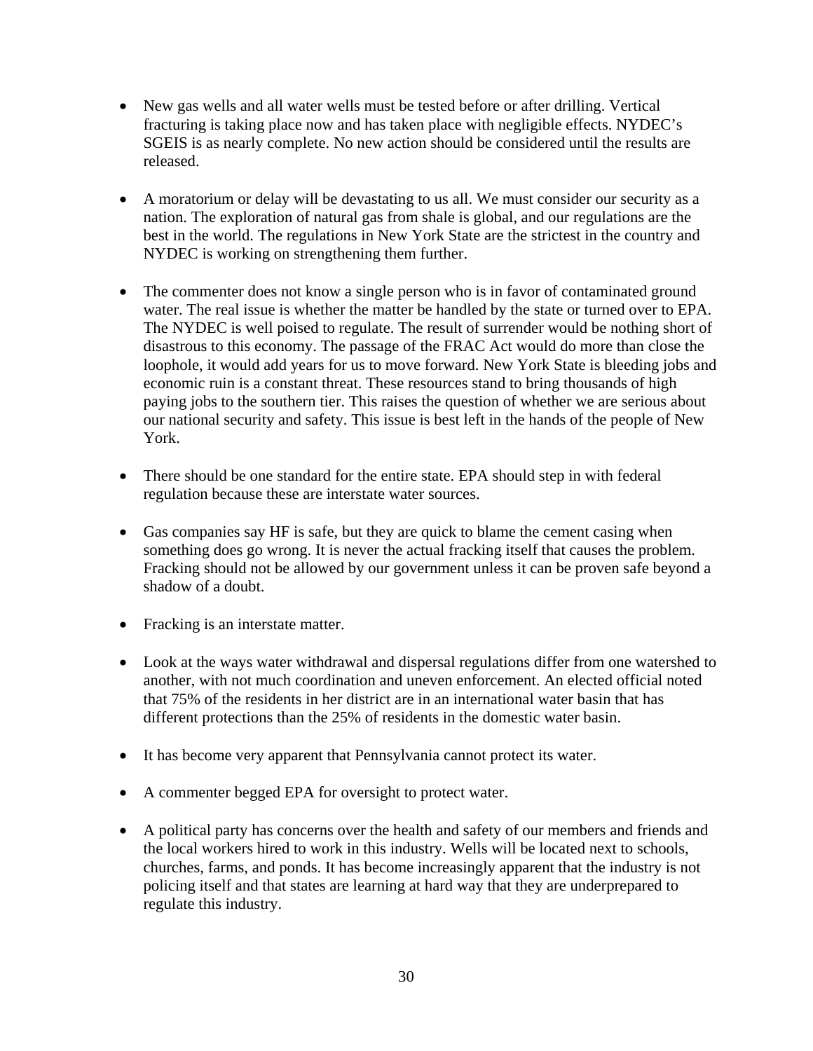- New gas wells and all water wells must be tested before or after drilling. Vertical fracturing is taking place now and has taken place with negligible effects. NYDEC's SGEIS is as nearly complete. No new action should be considered until the results are released.

- A moratorium or delay will be devastating to us all. We must consider our security as a nation. The exploration of natural gas from shale is global, and our regulations are the best in the world. The regulations in New York State are the strictest in the country and NYDEC is working on strengthening them further.

- The commenter does not know a single person who is in favor of contaminated ground water. The real issue is whether the matter be handled by the state or turned over to EPA. The NYDEC is well poised to regulate. The result of surrender would be nothing short of disastrous to this economy. The passage of the FRAC Act would do more than close the loophole, it would add years for us to move forward. New York State is bleeding jobs and economic ruin is a constant threat. These resources stand to bring thousands of high paying jobs to the southern tier. This raises the question of whether we are serious about our national security and safety. This issue is best left in the hands of the people of New York.

- There should be one standard for the entire state. EPA should step in with federal regulation because these are interstate water sources.

- Gas companies say HF is safe, but they are quick to blame the cement casing when something does go wrong. It is never the actual fracking itself that causes the problem. Fracking should not be allowed by our government unless it can be proven safe beyond a shadow of a doubt.

- Fracking is an interstate matter.

- Look at the ways water withdrawal and dispersal regulations differ from one watershed to another, with not much coordination and uneven enforcement. An elected official noted that 75% of the residents in her district are in an international water basin that has different protections than the 25% of residents in the domestic water basin.

- It has become very apparent that Pennsylvania cannot protect its water.

- A commenter begged EPA for oversight to protect water.

- A political party has concerns over the health and safety of our members and friends and the local workers hired to work in this industry. Wells will be located next to schools, churches, farms, and ponds. It has become increasingly apparent that the industry is not policing itself and that states are learning at hard way that they are underprepared to regulate this industry.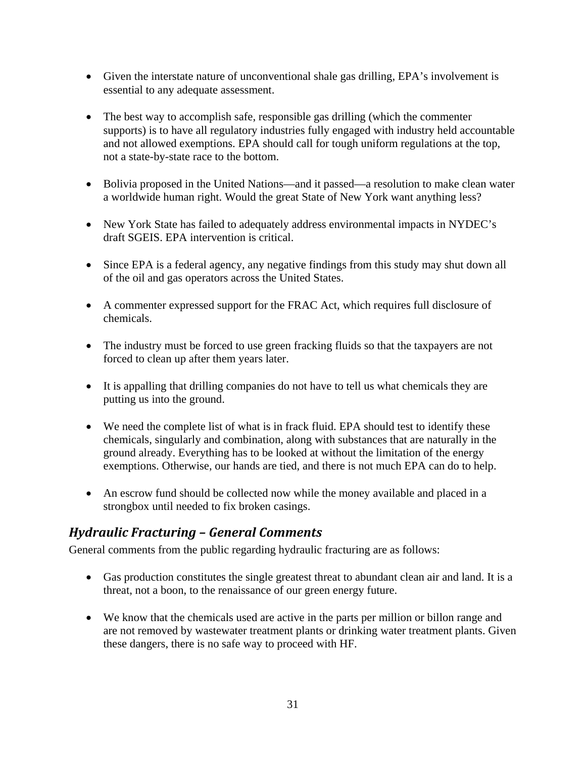- Given the interstate nature of unconventional shale gas drilling, EPA's involvement is essential to any adequate assessment.

- The best way to accomplish safe, responsible gas drilling (which the commenter supports) is to have all regulatory industries fully engaged with industry held accountable and not allowed exemptions. EPA should call for tough uniform regulations at the top, not a state-by-state race to the bottom.

- Bolivia proposed in the United Nations—and it passed—a resolution to make clean water a worldwide human right. Would the great State of New York want anything less?

- New York State has failed to adequately address environmental impacts in NYDEC's draft SGEIS. EPA intervention is critical.

- Since EPA is a federal agency, any negative findings from this study may shut down all of the oil and gas operators across the United States.

- A commenter expressed support for the FRAC Act, which requires full disclosure of chemicals.

- The industry must be forced to use green fracking fluids so that the taxpayers are not forced to clean up after them years later.

- It is appalling that drilling companies do not have to tell us what chemicals they are putting us into the ground.

- We need the complete list of what is in frack fluid. EPA should test to identify these chemicals, singularly and combination, along with substances that are naturally in the ground already. Everything has to be looked at without the limitation of the energy exemptions. Otherwise, our hands are tied, and there is not much EPA can do to help.

- An escrow fund should be collected now while the money available and placed in a strongbox until needed to fix broken casings.

### *Hydraulic Fracturing – General Comments*

General comments from the public regarding hydraulic fracturing are as follows:

- Gas production constitutes the single greatest threat to abundant clean air and land. It is a threat, not a boon, to the renaissance of our green energy future.

- We know that the chemicals used are active in the parts per million or billon range and are not removed by wastewater treatment plants or drinking water treatment plants. Given these dangers, there is no safe way to proceed with HF.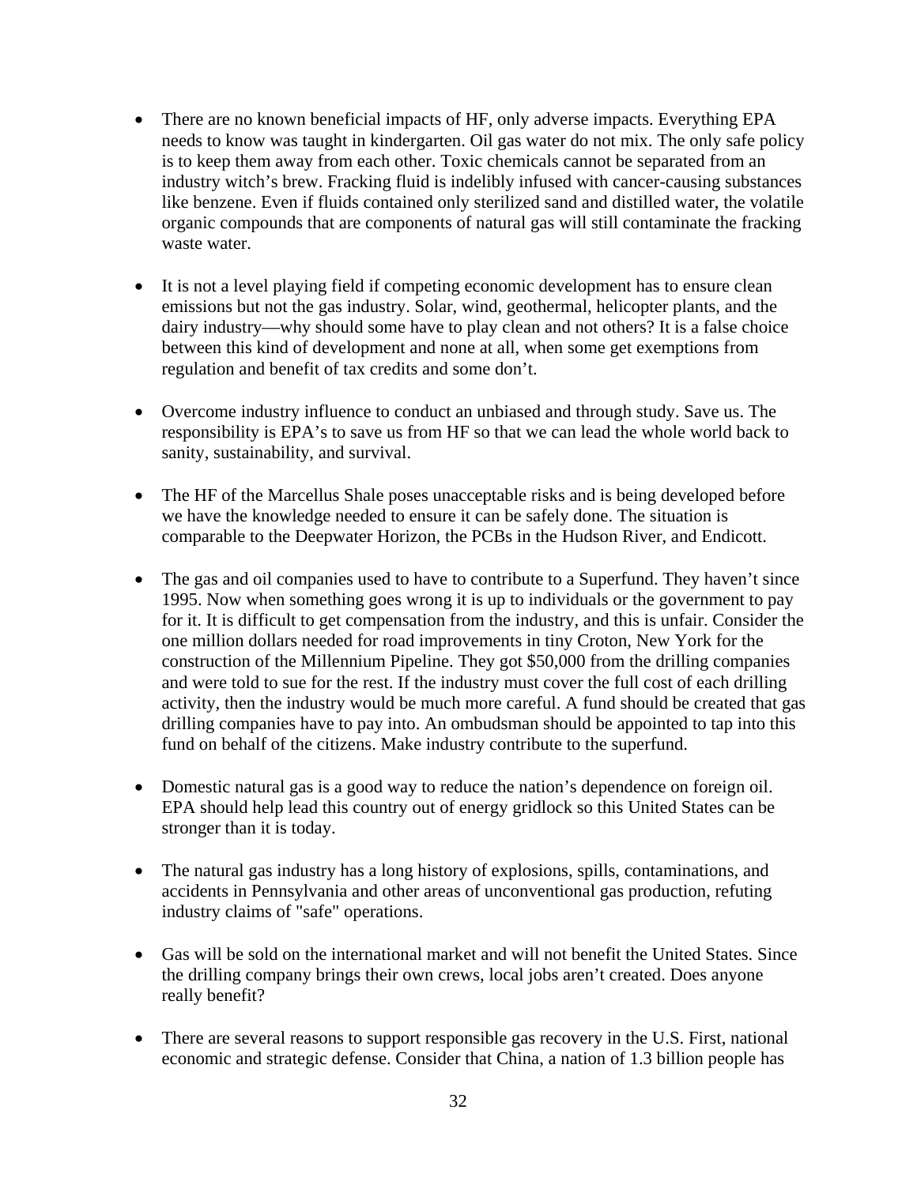- There are no known beneficial impacts of HF, only adverse impacts. Everything EPA needs to know was taught in kindergarten. Oil gas water do not mix. The only safe policy is to keep them away from each other. Toxic chemicals cannot be separated from an industry witch's brew. Fracking fluid is indelibly infused with cancer-causing substances like benzene. Even if fluids contained only sterilized sand and distilled water, the volatile organic compounds that are components of natural gas will still contaminate the fracking waste water.

- It is not a level playing field if competing economic development has to ensure clean emissions but not the gas industry. Solar, wind, geothermal, helicopter plants, and the dairy industry—why should some have to play clean and not others? It is a false choice between this kind of development and none at all, when some get exemptions from regulation and benefit of tax credits and some don't.

- Overcome industry influence to conduct an unbiased and through study. Save us. The responsibility is EPA's to save us from HF so that we can lead the whole world back to sanity, sustainability, and survival.

- The HF of the Marcellus Shale poses unacceptable risks and is being developed before we have the knowledge needed to ensure it can be safely done. The situation is comparable to the Deepwater Horizon, the PCBs in the Hudson River, and Endicott.

- The gas and oil companies used to have to contribute to a Superfund. They haven't since 1995. Now when something goes wrong it is up to individuals or the government to pay for it. It is difficult to get compensation from the industry, and this is unfair. Consider the one million dollars needed for road improvements in tiny Croton, New York for the construction of the Millennium Pipeline. They got $50,000 from the drilling companies and were told to sue for the rest. If the industry must cover the full cost of each drilling activity, then the industry would be much more careful. A fund should be created that gas drilling companies have to pay into. An ombudsman should be appointed to tap into this fund on behalf of the citizens. Make industry contribute to the superfund.

- Domestic natural gas is a good way to reduce the nation's dependence on foreign oil. EPA should help lead this country out of energy gridlock so this United States can be stronger than it is today.

- The natural gas industry has a long history of explosions, spills, contaminations, and accidents in Pennsylvania and other areas of unconventional gas production, refuting industry claims of "safe" operations.

- Gas will be sold on the international market and will not benefit the United States. Since the drilling company brings their own crews, local jobs aren't created. Does anyone really benefit?

- There are several reasons to support responsible gas recovery in the U.S. First, national economic and strategic defense. Consider that China, a nation of 1.3 billion people has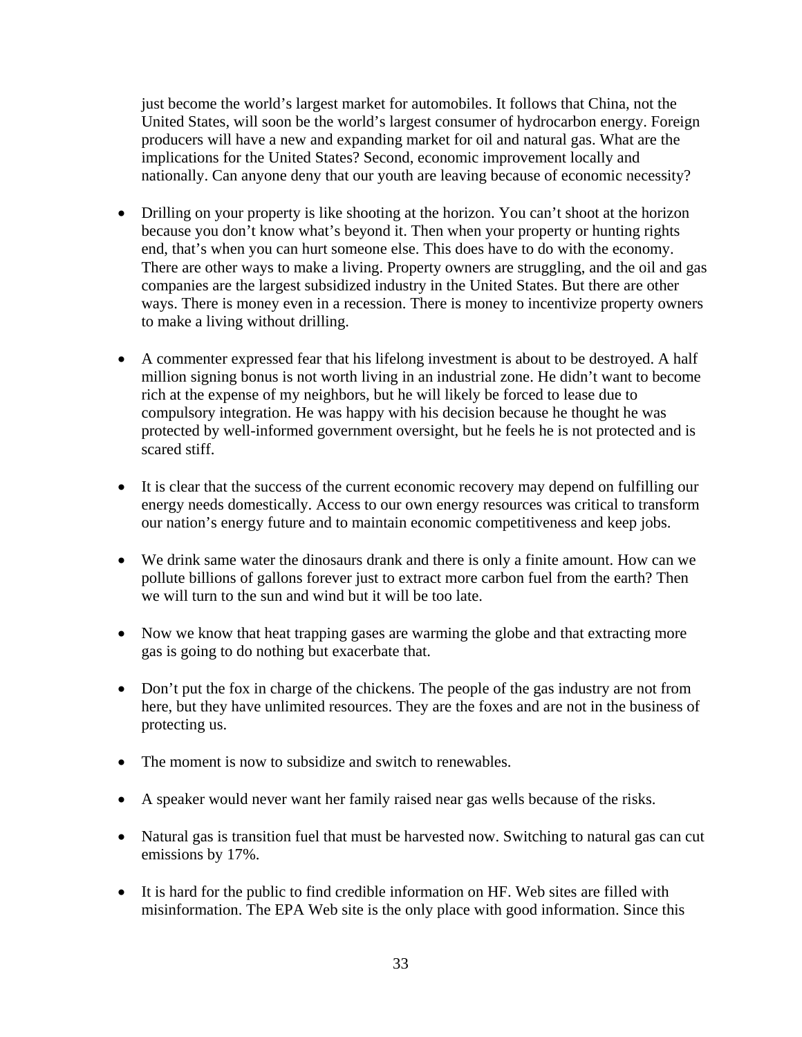just become the world's largest market for automobiles. It follows that China, not the United States, will soon be the world's largest consumer of hydrocarbon energy. Foreign producers will have a new and expanding market for oil and natural gas. What are the implications for the United States? Second, economic improvement locally and nationally. Can anyone deny that our youth are leaving because of economic necessity?

- Drilling on your property is like shooting at the horizon. You can't shoot at the horizon because you don't know what's beyond it. Then when your property or hunting rights end, that's when you can hurt someone else. This does have to do with the economy. There are other ways to make a living. Property owners are struggling, and the oil and gas companies are the largest subsidized industry in the United States. But there are other ways. There is money even in a recession. There is money to incentivize property owners to make a living without drilling.

- A commenter expressed fear that his lifelong investment is about to be destroyed. A half million signing bonus is not worth living in an industrial zone. He didn't want to become rich at the expense of my neighbors, but he will likely be forced to lease due to compulsory integration. He was happy with his decision because he thought he was protected by well-informed government oversight, but he feels he is not protected and is scared stiff.

- It is clear that the success of the current economic recovery may depend on fulfilling our energy needs domestically. Access to our own energy resources was critical to transform our nation's energy future and to maintain economic competitiveness and keep jobs.

- We drink same water the dinosaurs drank and there is only a finite amount. How can we pollute billions of gallons forever just to extract more carbon fuel from the earth? Then we will turn to the sun and wind but it will be too late.

- Now we know that heat trapping gases are warming the globe and that extracting more gas is going to do nothing but exacerbate that.

- Don't put the fox in charge of the chickens. The people of the gas industry are not from here, but they have unlimited resources. They are the foxes and are not in the business of protecting us.

- The moment is now to subsidize and switch to renewables.

- A speaker would never want her family raised near gas wells because of the risks.

- Natural gas is transition fuel that must be harvested now. Switching to natural gas can cut emissions by 17%.

- It is hard for the public to find credible information on HF. Web sites are filled with misinformation. The EPA Web site is the only place with good information. Since this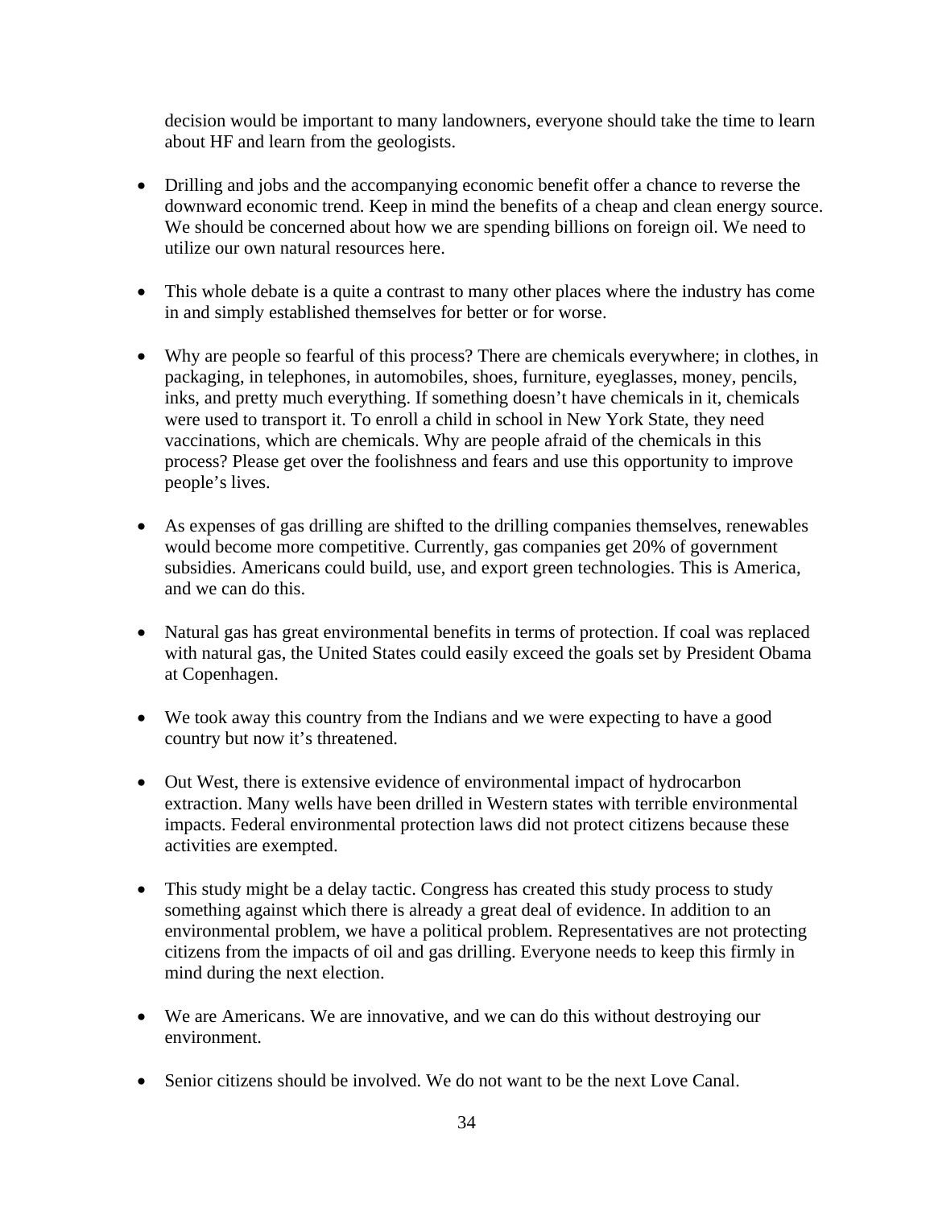decision would be important to many landowners, everyone should take the time to learn about HF and learn from the geologists.

- Drilling and jobs and the accompanying economic benefit offer a chance to reverse the downward economic trend. Keep in mind the benefits of a cheap and clean energy source. We should be concerned about how we are spending billions on foreign oil. We need to utilize our own natural resources here.

- This whole debate is a quite a contrast to many other places where the industry has come in and simply established themselves for better or for worse.

- Why are people so fearful of this process? There are chemicals everywhere; in clothes, in packaging, in telephones, in automobiles, shoes, furniture, eyeglasses, money, pencils, inks, and pretty much everything. If something doesn't have chemicals in it, chemicals were used to transport it. To enroll a child in school in New York State, they need vaccinations, which are chemicals. Why are people afraid of the chemicals in this process? Please get over the foolishness and fears and use this opportunity to improve people's lives.

- As expenses of gas drilling are shifted to the drilling companies themselves, renewables would become more competitive. Currently, gas companies get 20% of government subsidies. Americans could build, use, and export green technologies. This is America, and we can do this.

- Natural gas has great environmental benefits in terms of protection. If coal was replaced with natural gas, the United States could easily exceed the goals set by President Obama at Copenhagen.

- We took away this country from the Indians and we were expecting to have a good country but now it's threatened.

- Out West, there is extensive evidence of environmental impact of hydrocarbon extraction. Many wells have been drilled in Western states with terrible environmental impacts. Federal environmental protection laws did not protect citizens because these activities are exempted.

- This study might be a delay tactic. Congress has created this study process to study something against which there is already a great deal of evidence. In addition to an environmental problem, we have a political problem. Representatives are not protecting citizens from the impacts of oil and gas drilling. Everyone needs to keep this firmly in mind during the next election.

- We are Americans. We are innovative, and we can do this without destroying our environment.

- Senior citizens should be involved. We do not want to be the next Love Canal.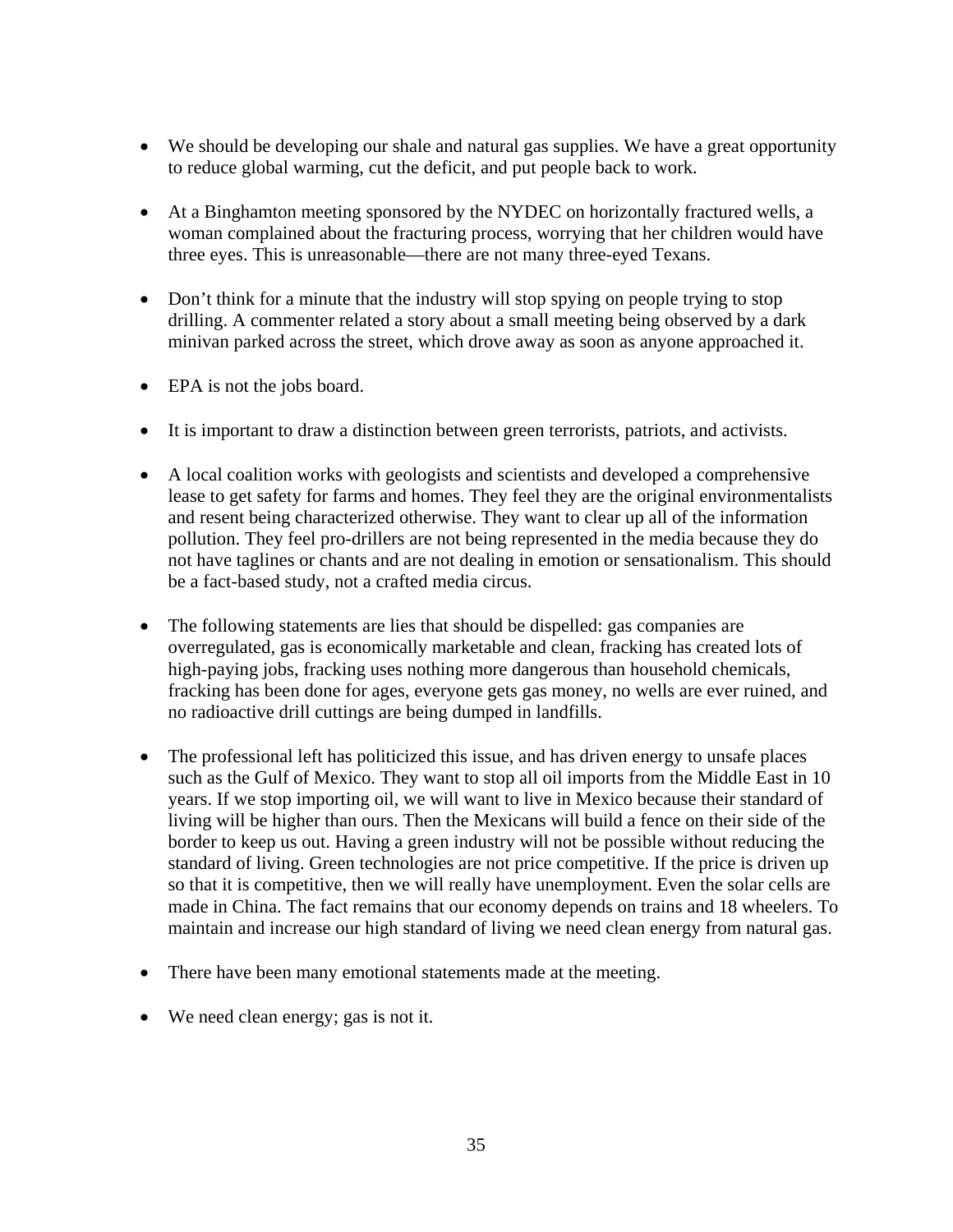- We should be developing our shale and natural gas supplies. We have a great opportunity to reduce global warming, cut the deficit, and put people back to work.

- At a Binghamton meeting sponsored by the NYDEC on horizontally fractured wells, a woman complained about the fracturing process, worrying that her children would have three eyes. This is unreasonable—there are not many three-eyed Texans.

- Don't think for a minute that the industry will stop spying on people trying to stop drilling. A commenter related a story about a small meeting being observed by a dark minivan parked across the street, which drove away as soon as anyone approached it.

- EPA is not the jobs board.

- It is important to draw a distinction between green terrorists, patriots, and activists.

- A local coalition works with geologists and scientists and developed a comprehensive lease to get safety for farms and homes. They feel they are the original environmentalists and resent being characterized otherwise. They want to clear up all of the information pollution. They feel pro-drillers are not being represented in the media because they do not have taglines or chants and are not dealing in emotion or sensationalism. This should be a fact-based study, not a crafted media circus.

- The following statements are lies that should be dispelled: gas companies are overregulated, gas is economically marketable and clean, fracking has created lots of high-paying jobs, fracking uses nothing more dangerous than household chemicals, fracking has been done for ages, everyone gets gas money, no wells are ever ruined, and no radioactive drill cuttings are being dumped in landfills.

- The professional left has politicized this issue, and has driven energy to unsafe places such as the Gulf of Mexico. They want to stop all oil imports from the Middle East in 10 years. If we stop importing oil, we will want to live in Mexico because their standard of living will be higher than ours. Then the Mexicans will build a fence on their side of the border to keep us out. Having a green industry will not be possible without reducing the standard of living. Green technologies are not price competitive. If the price is driven up so that it is competitive, then we will really have unemployment. Even the solar cells are made in China. The fact remains that our economy depends on trains and 18 wheelers. To maintain and increase our high standard of living we need clean energy from natural gas.

- There have been many emotional statements made at the meeting.

- We need clean energy; gas is not it.